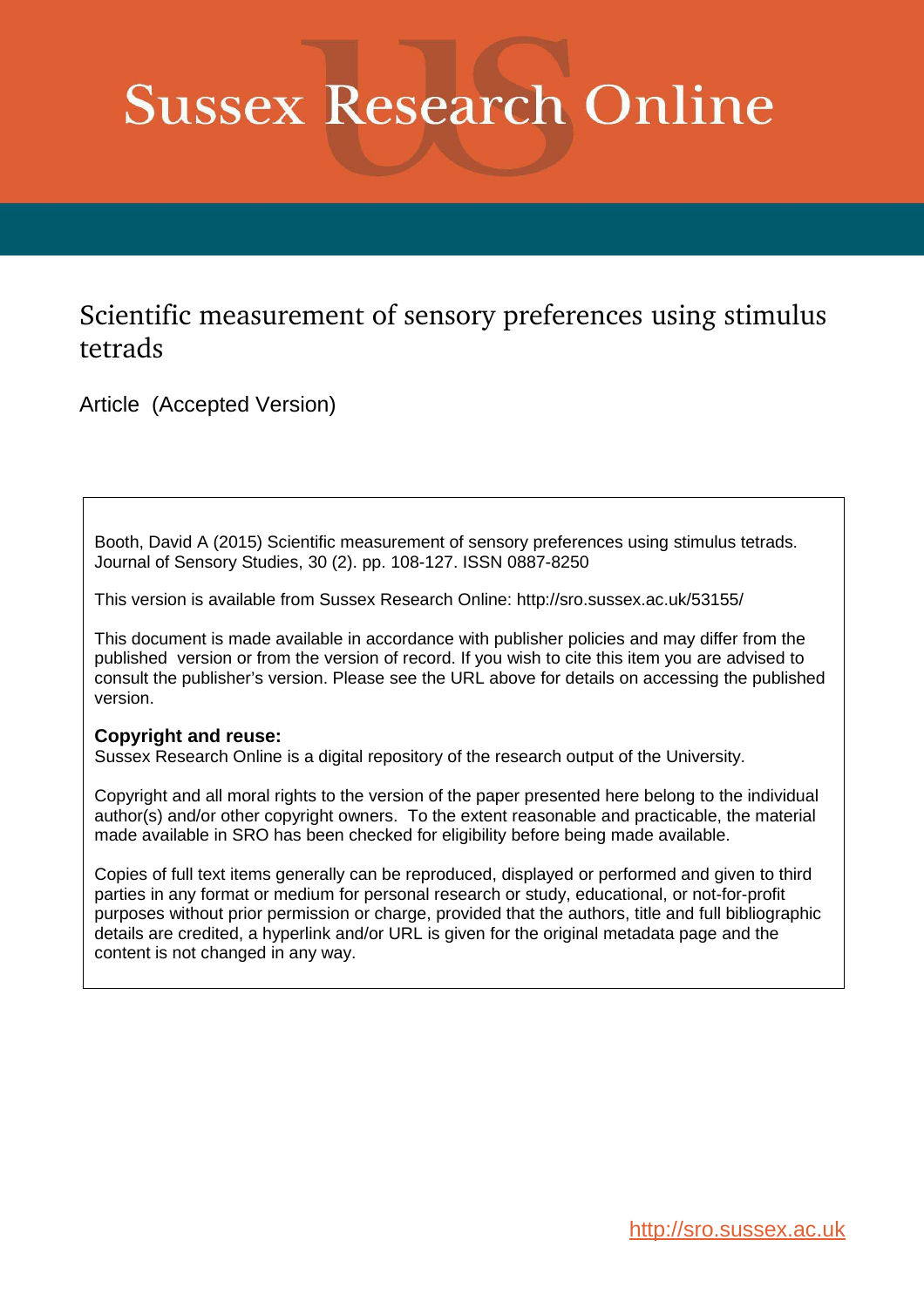# Sussex Research Online

## Scientific measurement of sensory preferences using stimulus tetrads

Article (Accepted Version)

Booth, David A (2015) Scientific measurement of sensory preferences using stimulus tetrads. Journal of Sensory Studies, 30 (2). pp. 108-127. ISSN 0887-8250

This version is available from Sussex Research Online: http://sro.sussex.ac.uk/53155/

This document is made available in accordance with publisher policies and may differ from the published version or from the version of record. If you wish to cite this item you are advised to consult the publisher's version. Please see the URL above for details on accessing the published version.

**Copyright and reuse:**
Sussex Research Online is a digital repository of the research output of the University.

Copyright and all moral rights to the version of the paper presented here belong to the individual author(s) and/or other copyright owners. To the extent reasonable and practicable, the material made available in SRO has been checked for eligibility before being made available.

Copies of full text items generally can be reproduced, displayed or performed and given to third parties in any format or medium for personal research or study, educational, or not-for-profit purposes without prior permission or charge, provided that the authors, title and full bibliographic details are credited, a hyperlink and/or URL is given for the original metadata page and the content is not changed in any way.

http://sro.sussex.ac.uk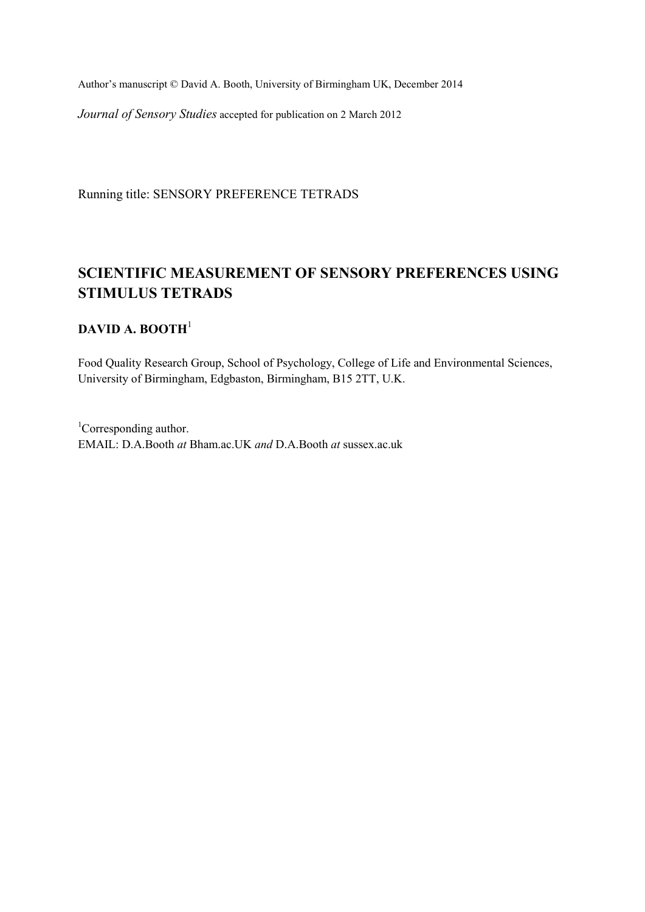Author's manuscript © David A. Booth, University of Birmingham UK, December 2014

*Journal of Sensory Studies* accepted for publication on 2 March 2012

Running title: SENSORY PREFERENCE TETRADS

# SCIENTIFIC MEASUREMENT OF SENSORY PREFERENCES USING STIMULUS TETRADS

**DAVID A. BOOTH**[1]

Food Quality Research Group, School of Psychology, College of Life and Environmental Sciences, University of Birmingham, Edgbaston, Birmingham, B15 2TT, U.K.

[1]Corresponding author.
EMAIL: D.A.Booth *at* Bham.ac.UK *and* D.A.Booth *at* sussex.ac.uk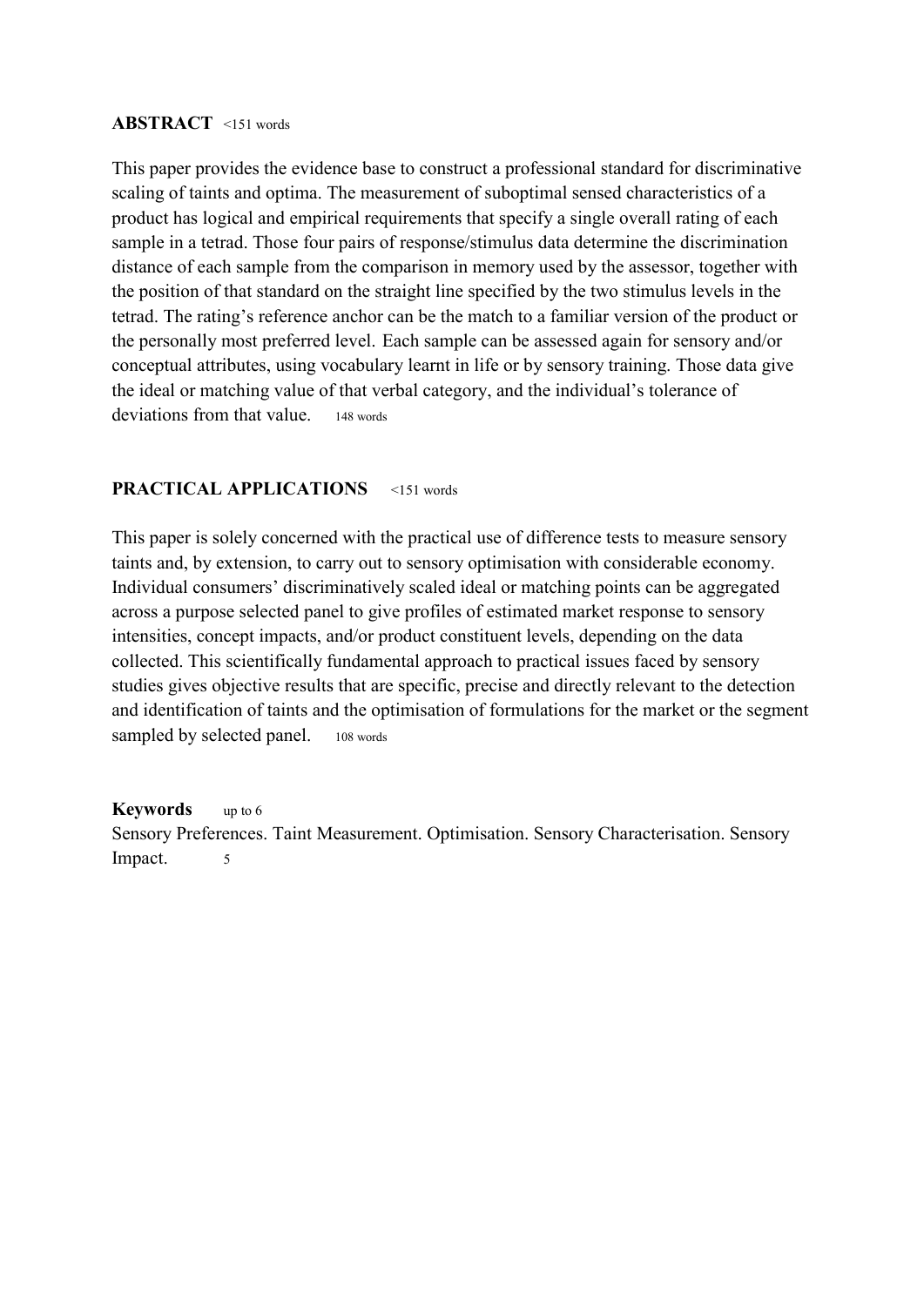## ABSTRACT <151 words

This paper provides the evidence base to construct a professional standard for discriminative scaling of taints and optima. The measurement of suboptimal sensed characteristics of a product has logical and empirical requirements that specify a single overall rating of each sample in a tetrad. Those four pairs of response/stimulus data determine the discrimination distance of each sample from the comparison in memory used by the assessor, together with the position of that standard on the straight line specified by the two stimulus levels in the tetrad. The rating's reference anchor can be the match to a familiar version of the product or the personally most preferred level. Each sample can be assessed again for sensory and/or conceptual attributes, using vocabulary learnt in life or by sensory training. Those data give the ideal or matching value of that verbal category, and the individual's tolerance of deviations from that value. 148 words

## PRACTICAL APPLICATIONS <151 words

This paper is solely concerned with the practical use of difference tests to measure sensory taints and, by extension, to carry out to sensory optimisation with considerable economy. Individual consumers' discriminatively scaled ideal or matching points can be aggregated across a purpose selected panel to give profiles of estimated market response to sensory intensities, concept impacts, and/or product constituent levels, depending on the data collected. This scientifically fundamental approach to practical issues faced by sensory studies gives objective results that are specific, precise and directly relevant to the detection and identification of taints and the optimisation of formulations for the market or the segment sampled by selected panel. 108 words

**Keywords** up to 6

Sensory Preferences. Taint Measurement. Optimisation. Sensory Characterisation. Sensory Impact. 5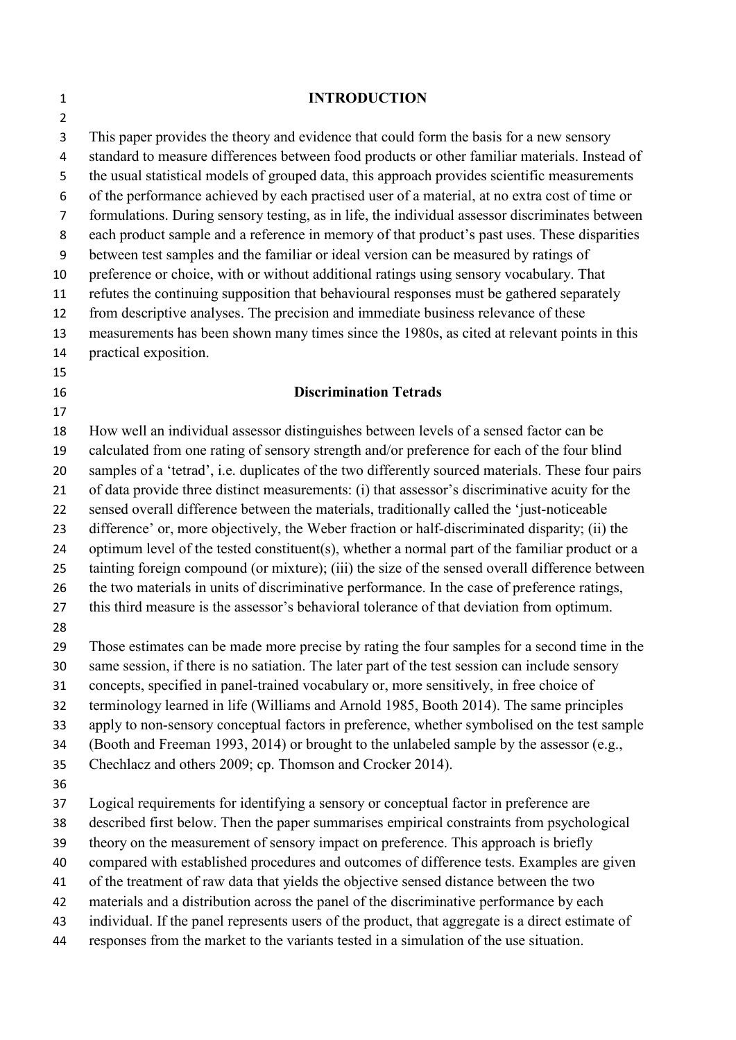## INTRODUCTION

This paper provides the theory and evidence that could form the basis for a new sensory standard to measure differences between food products or other familiar materials. Instead of the usual statistical models of grouped data, this approach provides scientific measurements of the performance achieved by each practised user of a material, at no extra cost of time or formulations. During sensory testing, as in life, the individual assessor discriminates between each product sample and a reference in memory of that product's past uses. These disparities between test samples and the familiar or ideal version can be measured by ratings of preference or choice, with or without additional ratings using sensory vocabulary. That refutes the continuing supposition that behavioural responses must be gathered separately from descriptive analyses. The precision and immediate business relevance of these measurements has been shown many times since the 1980s, as cited at relevant points in this practical exposition.

### Discrimination Tetrads

How well an individual assessor distinguishes between levels of a sensed factor can be calculated from one rating of sensory strength and/or preference for each of the four blind samples of a 'tetrad', i.e. duplicates of the two differently sourced materials. These four pairs of data provide three distinct measurements: (i) that assessor's discriminative acuity for the sensed overall difference between the materials, traditionally called the 'just-noticeable difference' or, more objectively, the Weber fraction or half-discriminated disparity; (ii) the optimum level of the tested constituent(s), whether a normal part of the familiar product or a tainting foreign compound (or mixture); (iii) the size of the sensed overall difference between the two materials in units of discriminative performance. In the case of preference ratings, this third measure is the assessor's behavioral tolerance of that deviation from optimum.

Those estimates can be made more precise by rating the four samples for a second time in the same session, if there is no satiation. The later part of the test session can include sensory concepts, specified in panel-trained vocabulary or, more sensitively, in free choice of terminology learned in life (Williams and Arnold 1985, Booth 2014). The same principles apply to non-sensory conceptual factors in preference, whether symbolised on the test sample (Booth and Freeman 1993, 2014) or brought to the unlabeled sample by the assessor (e.g., Chechlacz and others 2009; cp. Thomson and Crocker 2014).

Logical requirements for identifying a sensory or conceptual factor in preference are described first below. Then the paper summarises empirical constraints from psychological theory on the measurement of sensory impact on preference. This approach is briefly compared with established procedures and outcomes of difference tests. Examples are given of the treatment of raw data that yields the objective sensed distance between the two materials and a distribution across the panel of the discriminative performance by each individual. If the panel represents users of the product, that aggregate is a direct estimate of responses from the market to the variants tested in a simulation of the use situation.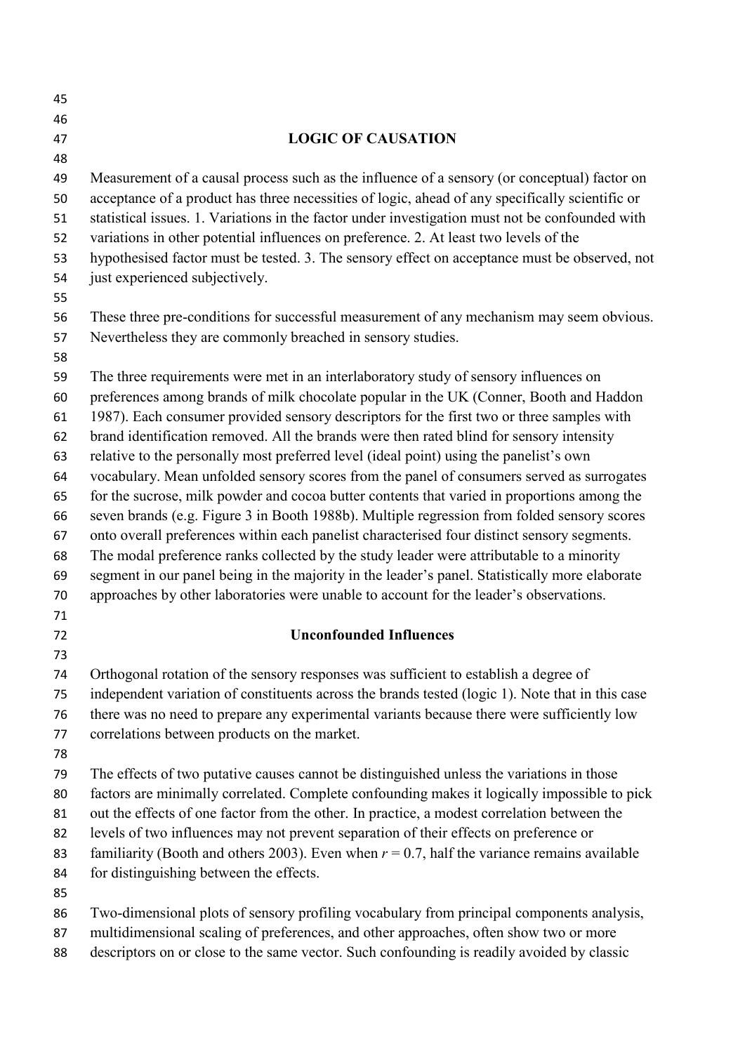## LOGIC OF CAUSATION

Measurement of a causal process such as the influence of a sensory (or conceptual) factor on acceptance of a product has three necessities of logic, ahead of any specifically scientific or statistical issues. 1. Variations in the factor under investigation must not be confounded with variations in other potential influences on preference. 2. At least two levels of the hypothesised factor must be tested. 3. The sensory effect on acceptance must be observed, not just experienced subjectively.

These three pre-conditions for successful measurement of any mechanism may seem obvious. Nevertheless they are commonly breached in sensory studies.

The three requirements were met in an interlaboratory study of sensory influences on preferences among brands of milk chocolate popular in the UK (Conner, Booth and Haddon 1987). Each consumer provided sensory descriptors for the first two or three samples with brand identification removed. All the brands were then rated blind for sensory intensity relative to the personally most preferred level (ideal point) using the panelist's own vocabulary. Mean unfolded sensory scores from the panel of consumers served as surrogates for the sucrose, milk powder and cocoa butter contents that varied in proportions among the seven brands (e.g. Figure 3 in Booth 1988b). Multiple regression from folded sensory scores onto overall preferences within each panelist characterised four distinct sensory segments. The modal preference ranks collected by the study leader were attributable to a minority segment in our panel being in the majority in the leader's panel. Statistically more elaborate approaches by other laboratories were unable to account for the leader's observations.

### Unconfounded Influences

Orthogonal rotation of the sensory responses was sufficient to establish a degree of independent variation of constituents across the brands tested (logic 1). Note that in this case there was no need to prepare any experimental variants because there were sufficiently low correlations between products on the market.

The effects of two putative causes cannot be distinguished unless the variations in those factors are minimally correlated. Complete confounding makes it logically impossible to pick out the effects of one factor from the other. In practice, a modest correlation between the levels of two influences may not prevent separation of their effects on preference or familiarity (Booth and others 2003). Even when $r = 0.7$, half the variance remains available for distinguishing between the effects.

Two-dimensional plots of sensory profiling vocabulary from principal components analysis, multidimensional scaling of preferences, and other approaches, often show two or more descriptors on or close to the same vector. Such confounding is readily avoided by classic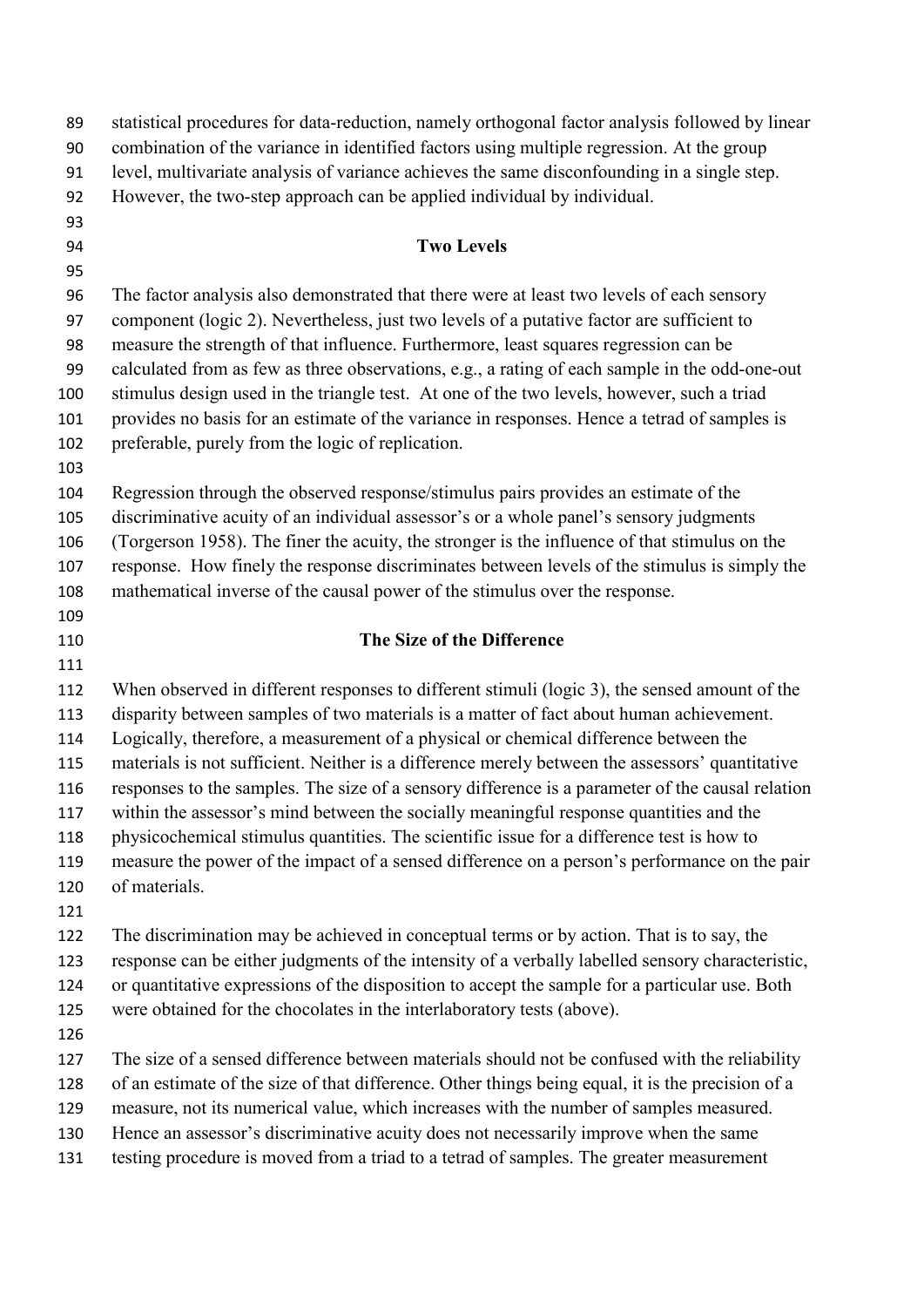statistical procedures for data-reduction, namely orthogonal factor analysis followed by linear combination of the variance in identified factors using multiple regression. At the group level, multivariate analysis of variance achieves the same disconfounding in a single step. However, the two-step approach can be applied individual by individual.

## Two Levels

The factor analysis also demonstrated that there were at least two levels of each sensory component (logic 2). Nevertheless, just two levels of a putative factor are sufficient to measure the strength of that influence. Furthermore, least squares regression can be calculated from as few as three observations, e.g., a rating of each sample in the odd-one-out stimulus design used in the triangle test. At one of the two levels, however, such a triad provides no basis for an estimate of the variance in responses. Hence a tetrad of samples is preferable, purely from the logic of replication.

Regression through the observed response/stimulus pairs provides an estimate of the discriminative acuity of an individual assessor's or a whole panel's sensory judgments (Torgerson 1958). The finer the acuity, the stronger is the influence of that stimulus on the response. How finely the response discriminates between levels of the stimulus is simply the mathematical inverse of the causal power of the stimulus over the response.

## The Size of the Difference

When observed in different responses to different stimuli (logic 3), the sensed amount of the disparity between samples of two materials is a matter of fact about human achievement. Logically, therefore, a measurement of a physical or chemical difference between the materials is not sufficient. Neither is a difference merely between the assessors' quantitative responses to the samples. The size of a sensory difference is a parameter of the causal relation within the assessor's mind between the socially meaningful response quantities and the physicochemical stimulus quantities. The scientific issue for a difference test is how to measure the power of the impact of a sensed difference on a person's performance on the pair of materials.

The discrimination may be achieved in conceptual terms or by action. That is to say, the response can be either judgments of the intensity of a verbally labelled sensory characteristic, or quantitative expressions of the disposition to accept the sample for a particular use. Both were obtained for the chocolates in the interlaboratory tests (above).

The size of a sensed difference between materials should not be confused with the reliability of an estimate of the size of that difference. Other things being equal, it is the precision of a measure, not its numerical value, which increases with the number of samples measured. Hence an assessor's discriminative acuity does not necessarily improve when the same testing procedure is moved from a triad to a tetrad of samples. The greater measurement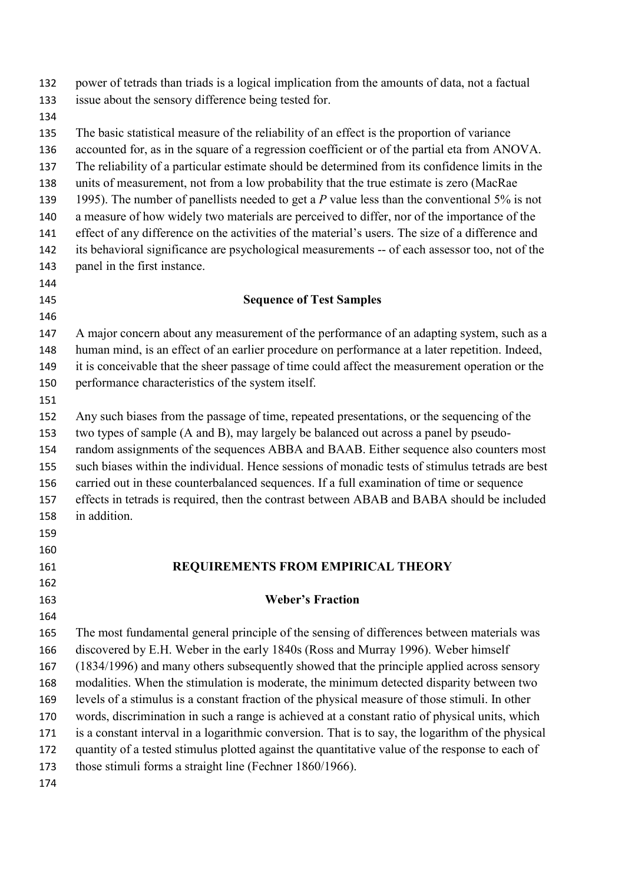power of tetrads than triads is a logical implication from the amounts of data, not a factual issue about the sensory difference being tested for.

The basic statistical measure of the reliability of an effect is the proportion of variance accounted for, as in the square of a regression coefficient or of the partial eta from ANOVA. The reliability of a particular estimate should be determined from its confidence limits in the units of measurement, not from a low probability that the true estimate is zero (MacRae 1995). The number of panellists needed to get a *P* value less than the conventional 5% is not a measure of how widely two materials are perceived to differ, nor of the importance of the effect of any difference on the activities of the material's users. The size of a difference and its behavioral significance are psychological measurements -- of each assessor too, not of the panel in the first instance.

### Sequence of Test Samples

A major concern about any measurement of the performance of an adapting system, such as a human mind, is an effect of an earlier procedure on performance at a later repetition. Indeed, it is conceivable that the sheer passage of time could affect the measurement operation or the performance characteristics of the system itself.

Any such biases from the passage of time, repeated presentations, or the sequencing of the two types of sample (A and B), may largely be balanced out across a panel by pseudo-random assignments of the sequences ABBA and BAAB. Either sequence also counters most such biases within the individual. Hence sessions of monadic tests of stimulus tetrads are best carried out in these counterbalanced sequences. If a full examination of time or sequence effects in tetrads is required, then the contrast between ABAB and BABA should be included in addition.

## REQUIREMENTS FROM EMPIRICAL THEORY

### Weber's Fraction

The most fundamental general principle of the sensing of differences between materials was discovered by E.H. Weber in the early 1840s (Ross and Murray 1996). Weber himself (1834/1996) and many others subsequently showed that the principle applied across sensory modalities. When the stimulation is moderate, the minimum detected disparity between two levels of a stimulus is a constant fraction of the physical measure of those stimuli. In other words, discrimination in such a range is achieved at a constant ratio of physical units, which is a constant interval in a logarithmic conversion. That is to say, the logarithm of the physical quantity of a tested stimulus plotted against the quantitative value of the response to each of those stimuli forms a straight line (Fechner 1860/1966).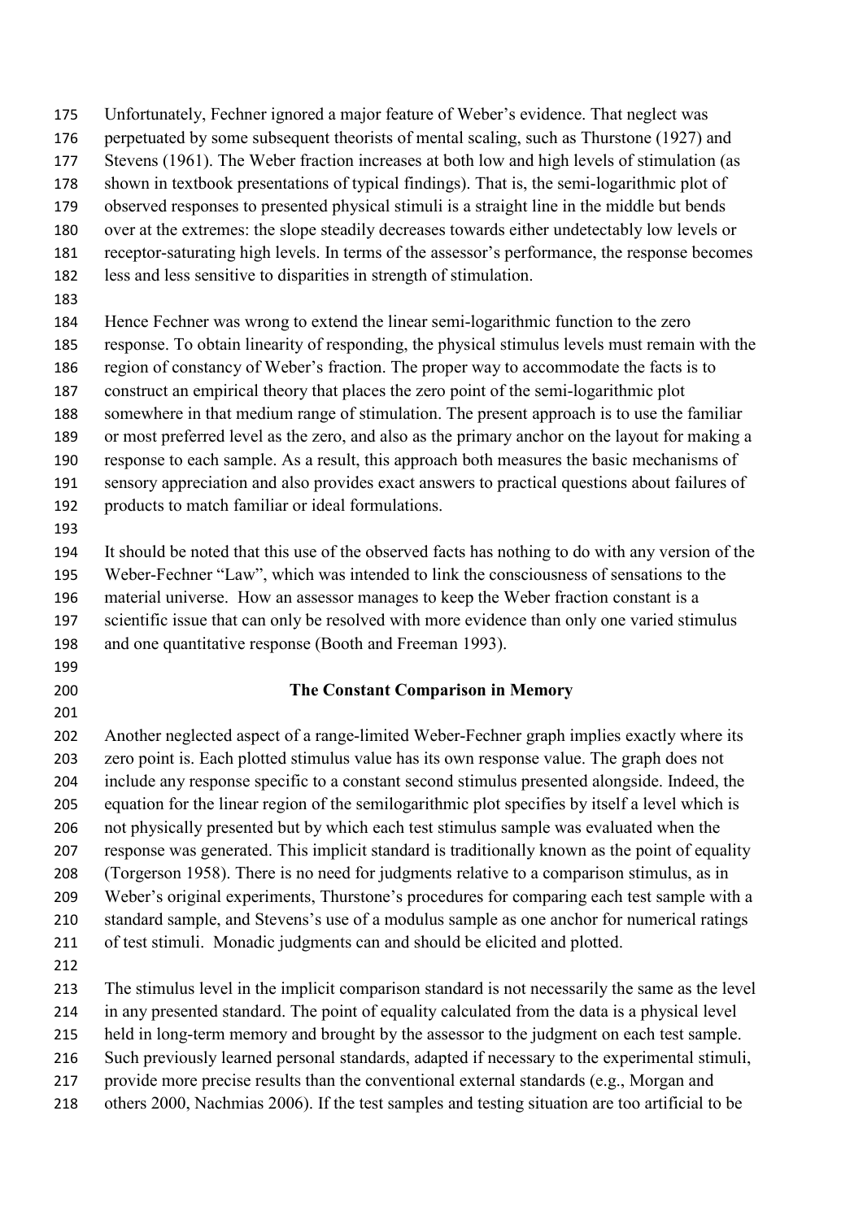Unfortunately, Fechner ignored a major feature of Weber's evidence. That neglect was perpetuated by some subsequent theorists of mental scaling, such as Thurstone (1927) and Stevens (1961). The Weber fraction increases at both low and high levels of stimulation (as shown in textbook presentations of typical findings). That is, the semi-logarithmic plot of observed responses to presented physical stimuli is a straight line in the middle but bends over at the extremes: the slope steadily decreases towards either undetectably low levels or receptor-saturating high levels. In terms of the assessor's performance, the response becomes less and less sensitive to disparities in strength of stimulation.

Hence Fechner was wrong to extend the linear semi-logarithmic function to the zero response. To obtain linearity of responding, the physical stimulus levels must remain with the region of constancy of Weber's fraction. The proper way to accommodate the facts is to construct an empirical theory that places the zero point of the semi-logarithmic plot somewhere in that medium range of stimulation. The present approach is to use the familiar or most preferred level as the zero, and also as the primary anchor on the layout for making a response to each sample. As a result, this approach both measures the basic mechanisms of sensory appreciation and also provides exact answers to practical questions about failures of products to match familiar or ideal formulations.

It should be noted that this use of the observed facts has nothing to do with any version of the Weber-Fechner "Law", which was intended to link the consciousness of sensations to the material universe. How an assessor manages to keep the Weber fraction constant is a scientific issue that can only be resolved with more evidence than only one varied stimulus and one quantitative response (Booth and Freeman 1993).

## The Constant Comparison in Memory

Another neglected aspect of a range-limited Weber-Fechner graph implies exactly where its zero point is. Each plotted stimulus value has its own response value. The graph does not include any response specific to a constant second stimulus presented alongside. Indeed, the equation for the linear region of the semilogarithmic plot specifies by itself a level which is not physically presented but by which each test stimulus sample was evaluated when the response was generated. This implicit standard is traditionally known as the point of equality (Torgerson 1958). There is no need for judgments relative to a comparison stimulus, as in Weber's original experiments, Thurstone's procedures for comparing each test sample with a standard sample, and Stevens's use of a modulus sample as one anchor for numerical ratings of test stimuli. Monadic judgments can and should be elicited and plotted.

The stimulus level in the implicit comparison standard is not necessarily the same as the level in any presented standard. The point of equality calculated from the data is a physical level held in long-term memory and brought by the assessor to the judgment on each test sample. Such previously learned personal standards, adapted if necessary to the experimental stimuli, provide more precise results than the conventional external standards (e.g., Morgan and others 2000, Nachmias 2006). If the test samples and testing situation are too artificial to be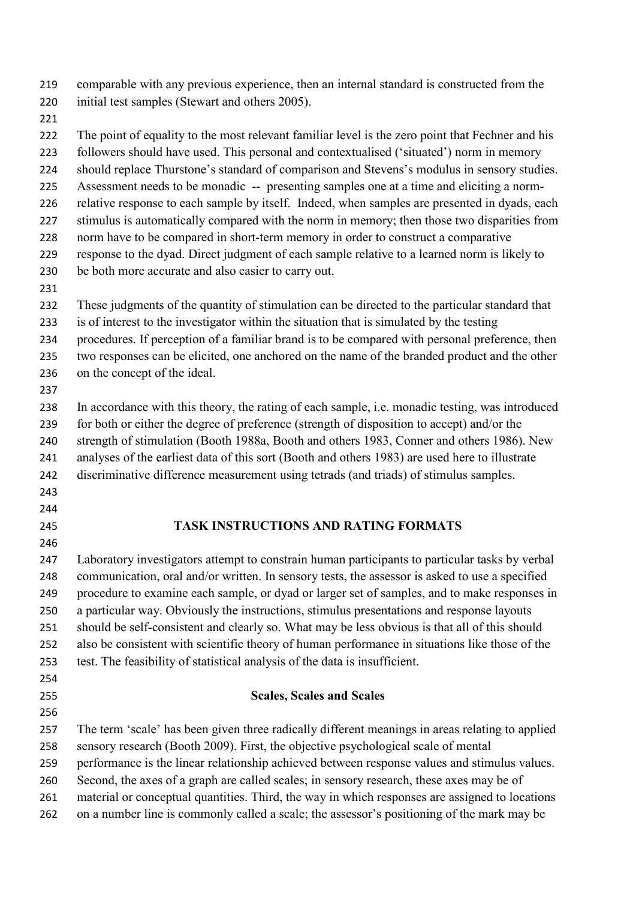comparable with any previous experience, then an internal standard is constructed from the initial test samples (Stewart and others 2005).

The point of equality to the most relevant familiar level is the zero point that Fechner and his followers should have used. This personal and contextualised ('situated') norm in memory should replace Thurstone's standard of comparison and Stevens's modulus in sensory studies. Assessment needs to be monadic -- presenting samples one at a time and eliciting a norm-relative response to each sample by itself. Indeed, when samples are presented in dyads, each stimulus is automatically compared with the norm in memory; then those two disparities from norm have to be compared in short-term memory in order to construct a comparative response to the dyad. Direct judgment of each sample relative to a learned norm is likely to be both more accurate and also easier to carry out.

These judgments of the quantity of stimulation can be directed to the particular standard that is of interest to the investigator within the situation that is simulated by the testing procedures. If perception of a familiar brand is to be compared with personal preference, then two responses can be elicited, one anchored on the name of the branded product and the other on the concept of the ideal.

In accordance with this theory, the rating of each sample, i.e. monadic testing, was introduced for both or either the degree of preference (strength of disposition to accept) and/or the strength of stimulation (Booth 1988a, Booth and others 1983, Conner and others 1986). New analyses of the earliest data of this sort (Booth and others 1983) are used here to illustrate discriminative difference measurement using tetrads (and triads) of stimulus samples.

## TASK INSTRUCTIONS AND RATING FORMATS

Laboratory investigators attempt to constrain human participants to particular tasks by verbal communication, oral and/or written. In sensory tests, the assessor is asked to use a specified procedure to examine each sample, or dyad or larger set of samples, and to make responses in a particular way. Obviously the instructions, stimulus presentations and response layouts should be self-consistent and clearly so. What may be less obvious is that all of this should also be consistent with scientific theory of human performance in situations like those of the test. The feasibility of statistical analysis of the data is insufficient.

### Scales, Scales and Scales

The term 'scale' has been given three radically different meanings in areas relating to applied sensory research (Booth 2009). First, the objective psychological scale of mental performance is the linear relationship achieved between response values and stimulus values. Second, the axes of a graph are called scales; in sensory research, these axes may be of material or conceptual quantities. Third, the way in which responses are assigned to locations on a number line is commonly called a scale; the assessor's positioning of the mark may be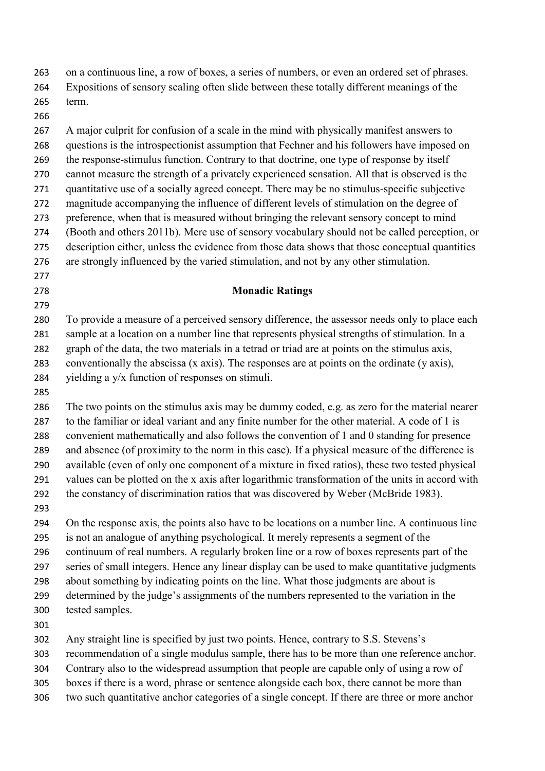on a continuous line, a row of boxes, a series of numbers, or even an ordered set of phrases. Expositions of sensory scaling often slide between these totally different meanings of the term.

A major culprit for confusion of a scale in the mind with physically manifest answers to questions is the introspectionist assumption that Fechner and his followers have imposed on the response-stimulus function. Contrary to that doctrine, one type of response by itself cannot measure the strength of a privately experienced sensation. All that is observed is the quantitative use of a socially agreed concept. There may be no stimulus-specific subjective magnitude accompanying the influence of different levels of stimulation on the degree of preference, when that is measured without bringing the relevant sensory concept to mind (Booth and others 2011b). Mere use of sensory vocabulary should not be called perception, or description either, unless the evidence from those data shows that those conceptual quantities are strongly influenced by the varied stimulation, and not by any other stimulation.

## Monadic Ratings

To provide a measure of a perceived sensory difference, the assessor needs only to place each sample at a location on a number line that represents physical strengths of stimulation. In a graph of the data, the two materials in a tetrad or triad are at points on the stimulus axis, conventionally the abscissa (x axis). The responses are at points on the ordinate (y axis), yielding a y/x function of responses on stimuli.

The two points on the stimulus axis may be dummy coded, e.g. as zero for the material nearer to the familiar or ideal variant and any finite number for the other material. A code of 1 is convenient mathematically and also follows the convention of 1 and 0 standing for presence and absence (of proximity to the norm in this case). If a physical measure of the difference is available (even of only one component of a mixture in fixed ratios), these two tested physical values can be plotted on the x axis after logarithmic transformation of the units in accord with the constancy of discrimination ratios that was discovered by Weber (McBride 1983).

On the response axis, the points also have to be locations on a number line. A continuous line is not an analogue of anything psychological. It merely represents a segment of the continuum of real numbers. A regularly broken line or a row of boxes represents part of the series of small integers. Hence any linear display can be used to make quantitative judgments about something by indicating points on the line. What those judgments are about is determined by the judge's assignments of the numbers represented to the variation in the tested samples.

Any straight line is specified by just two points. Hence, contrary to S.S. Stevens's recommendation of a single modulus sample, there has to be more than one reference anchor. Contrary also to the widespread assumption that people are capable only of using a row of boxes if there is a word, phrase or sentence alongside each box, there cannot be more than two such quantitative anchor categories of a single concept. If there are three or more anchor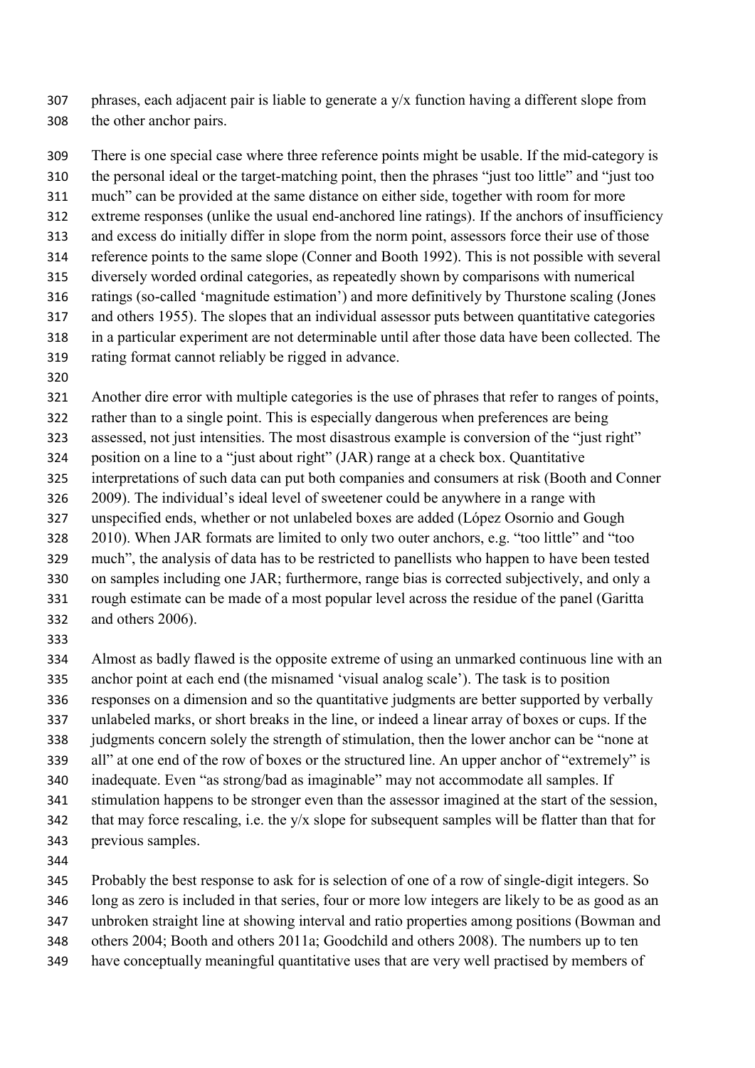phrases, each adjacent pair is liable to generate a y/x function having a different slope from the other anchor pairs.

There is one special case where three reference points might be usable. If the mid-category is the personal ideal or the target-matching point, then the phrases "just too little" and "just too much" can be provided at the same distance on either side, together with room for more extreme responses (unlike the usual end-anchored line ratings). If the anchors of insufficiency and excess do initially differ in slope from the norm point, assessors force their use of those reference points to the same slope (Conner and Booth 1992). This is not possible with several diversely worded ordinal categories, as repeatedly shown by comparisons with numerical ratings (so-called 'magnitude estimation') and more definitively by Thurstone scaling (Jones and others 1955). The slopes that an individual assessor puts between quantitative categories in a particular experiment are not determinable until after those data have been collected. The rating format cannot reliably be rigged in advance.

Another dire error with multiple categories is the use of phrases that refer to ranges of points, rather than to a single point. This is especially dangerous when preferences are being assessed, not just intensities. The most disastrous example is conversion of the "just right" position on a line to a "just about right" (JAR) range at a check box. Quantitative interpretations of such data can put both companies and consumers at risk (Booth and Conner 2009). The individual's ideal level of sweetener could be anywhere in a range with unspecified ends, whether or not unlabeled boxes are added (López Osornio and Gough 2010). When JAR formats are limited to only two outer anchors, e.g. "too little" and "too much", the analysis of data has to be restricted to panellists who happen to have been tested on samples including one JAR; furthermore, range bias is corrected subjectively, and only a rough estimate can be made of a most popular level across the residue of the panel (Garitta and others 2006).

Almost as badly flawed is the opposite extreme of using an unmarked continuous line with an anchor point at each end (the misnamed 'visual analog scale'). The task is to position responses on a dimension and so the quantitative judgments are better supported by verbally unlabeled marks, or short breaks in the line, or indeed a linear array of boxes or cups. If the judgments concern solely the strength of stimulation, then the lower anchor can be "none at all" at one end of the row of boxes or the structured line. An upper anchor of "extremely" is inadequate. Even "as strong/bad as imaginable" may not accommodate all samples. If stimulation happens to be stronger even than the assessor imagined at the start of the session, that may force rescaling, i.e. the y/x slope for subsequent samples will be flatter than that for previous samples.

Probably the best response to ask for is selection of one of a row of single-digit integers. So long as zero is included in that series, four or more low integers are likely to be as good as an unbroken straight line at showing interval and ratio properties among positions (Bowman and others 2004; Booth and others 2011a; Goodchild and others 2008). The numbers up to ten have conceptually meaningful quantitative uses that are very well practised by members of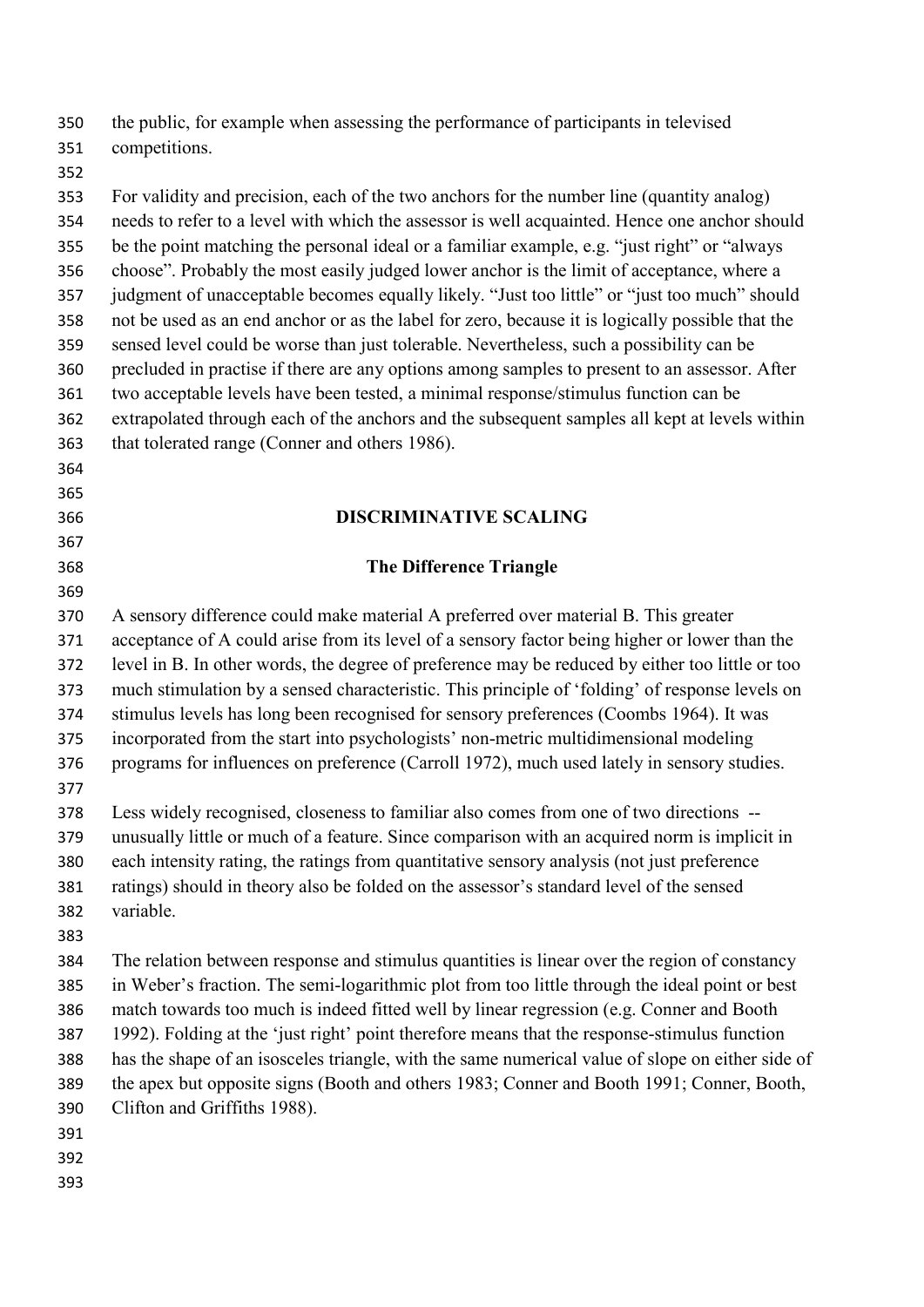the public, for example when assessing the performance of participants in televised competitions.

For validity and precision, each of the two anchors for the number line (quantity analog) needs to refer to a level with which the assessor is well acquainted. Hence one anchor should be the point matching the personal ideal or a familiar example, e.g. "just right" or "always choose". Probably the most easily judged lower anchor is the limit of acceptance, where a judgment of unacceptable becomes equally likely. "Just too little" or "just too much" should not be used as an end anchor or as the label for zero, because it is logically possible that the sensed level could be worse than just tolerable. Nevertheless, such a possibility can be precluded in practise if there are any options among samples to present to an assessor. After two acceptable levels have been tested, a minimal response/stimulus function can be extrapolated through each of the anchors and the subsequent samples all kept at levels within that tolerated range (Conner and others 1986).

## DISCRIMINATIVE SCALING

### The Difference Triangle

A sensory difference could make material A preferred over material B. This greater acceptance of A could arise from its level of a sensory factor being higher or lower than the level in B. In other words, the degree of preference may be reduced by either too little or too much stimulation by a sensed characteristic. This principle of 'folding' of response levels on stimulus levels has long been recognised for sensory preferences (Coombs 1964). It was incorporated from the start into psychologists' non-metric multidimensional modeling programs for influences on preference (Carroll 1972), much used lately in sensory studies.

Less widely recognised, closeness to familiar also comes from one of two directions -- unusually little or much of a feature. Since comparison with an acquired norm is implicit in each intensity rating, the ratings from quantitative sensory analysis (not just preference ratings) should in theory also be folded on the assessor's standard level of the sensed variable.

The relation between response and stimulus quantities is linear over the region of constancy in Weber's fraction. The semi-logarithmic plot from too little through the ideal point or best match towards too much is indeed fitted well by linear regression (e.g. Conner and Booth 1992). Folding at the 'just right' point therefore means that the response-stimulus function has the shape of an isosceles triangle, with the same numerical value of slope on either side of the apex but opposite signs (Booth and others 1983; Conner and Booth 1991; Conner, Booth, Clifton and Griffiths 1988).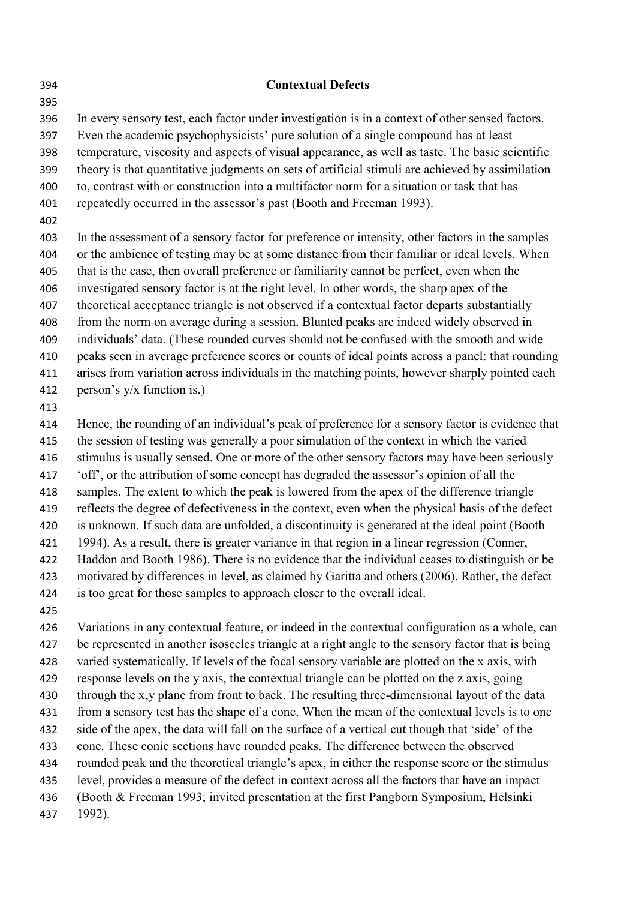## Contextual Defects

In every sensory test, each factor under investigation is in a context of other sensed factors. Even the academic psychophysicists' pure solution of a single compound has at least temperature, viscosity and aspects of visual appearance, as well as taste. The basic scientific theory is that quantitative judgments on sets of artificial stimuli are achieved by assimilation to, contrast with or construction into a multifactor norm for a situation or task that has repeatedly occurred in the assessor's past (Booth and Freeman 1993).

In the assessment of a sensory factor for preference or intensity, other factors in the samples or the ambience of testing may be at some distance from their familiar or ideal levels. When that is the case, then overall preference or familiarity cannot be perfect, even when the investigated sensory factor is at the right level. In other words, the sharp apex of the theoretical acceptance triangle is not observed if a contextual factor departs substantially from the norm on average during a session. Blunted peaks are indeed widely observed in individuals' data. (These rounded curves should not be confused with the smooth and wide peaks seen in average preference scores or counts of ideal points across a panel: that rounding arises from variation across individuals in the matching points, however sharply pointed each person's y/x function is.)

Hence, the rounding of an individual's peak of preference for a sensory factor is evidence that the session of testing was generally a poor simulation of the context in which the varied stimulus is usually sensed. One or more of the other sensory factors may have been seriously 'off', or the attribution of some concept has degraded the assessor's opinion of all the samples. The extent to which the peak is lowered from the apex of the difference triangle reflects the degree of defectiveness in the context, even when the physical basis of the defect is unknown. If such data are unfolded, a discontinuity is generated at the ideal point (Booth 1994). As a result, there is greater variance in that region in a linear regression (Conner, Haddon and Booth 1986). There is no evidence that the individual ceases to distinguish or be motivated by differences in level, as claimed by Garitta and others (2006). Rather, the defect is too great for those samples to approach closer to the overall ideal.

Variations in any contextual feature, or indeed in the contextual configuration as a whole, can be represented in another isosceles triangle at a right angle to the sensory factor that is being varied systematically. If levels of the focal sensory variable are plotted on the x axis, with response levels on the y axis, the contextual triangle can be plotted on the z axis, going through the x,y plane from front to back. The resulting three-dimensional layout of the data from a sensory test has the shape of a cone. When the mean of the contextual levels is to one side of the apex, the data will fall on the surface of a vertical cut though that 'side' of the cone. These conic sections have rounded peaks. The difference between the observed rounded peak and the theoretical triangle's apex, in either the response score or the stimulus level, provides a measure of the defect in context across all the factors that have an impact (Booth & Freeman 1993; invited presentation at the first Pangborn Symposium, Helsinki 1992).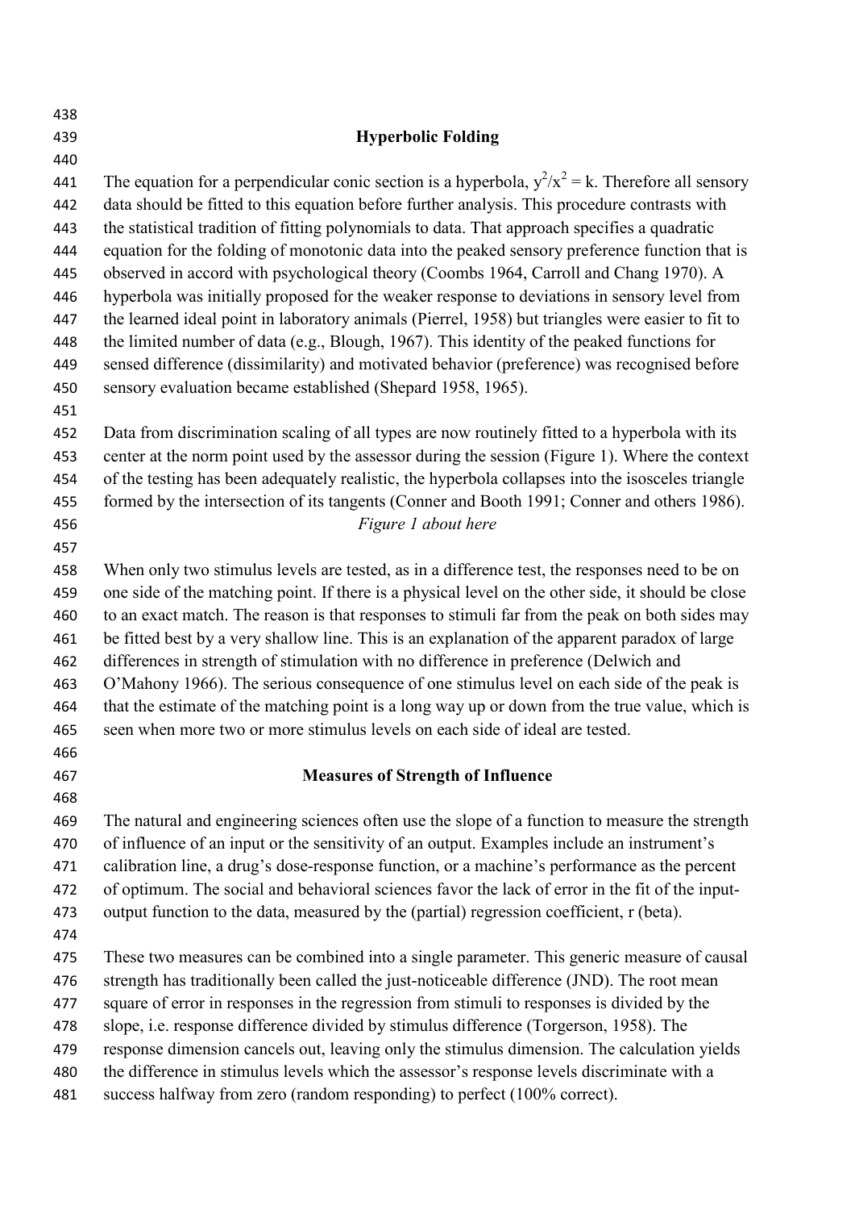## Hyperbolic Folding

The equation for a perpendicular conic section is a hyperbola, $y^2/x^2 = k$. Therefore all sensory data should be fitted to this equation before further analysis. This procedure contrasts with the statistical tradition of fitting polynomials to data. That approach specifies a quadratic equation for the folding of monotonic data into the peaked sensory preference function that is observed in accord with psychological theory (Coombs 1964, Carroll and Chang 1970). A hyperbola was initially proposed for the weaker response to deviations in sensory level from the learned ideal point in laboratory animals (Pierrel, 1958) but triangles were easier to fit to the limited number of data (e.g., Blough, 1967). This identity of the peaked functions for sensed difference (dissimilarity) and motivated behavior (preference) was recognised before sensory evaluation became established (Shepard 1958, 1965).

Data from discrimination scaling of all types are now routinely fitted to a hyperbola with its center at the norm point used by the assessor during the session (Figure 1). Where the context of the testing has been adequately realistic, the hyperbola collapses into the isosceles triangle formed by the intersection of its tangents (Conner and Booth 1991; Conner and others 1986).

*Figure 1 about here*

When only two stimulus levels are tested, as in a difference test, the responses need to be on one side of the matching point. If there is a physical level on the other side, it should be close to an exact match. The reason is that responses to stimuli far from the peak on both sides may be fitted best by a very shallow line. This is an explanation of the apparent paradox of large differences in strength of stimulation with no difference in preference (Delwich and O'Mahony 1966). The serious consequence of one stimulus level on each side of the peak is that the estimate of the matching point is a long way up or down from the true value, which is seen when more two or more stimulus levels on each side of ideal are tested.

## Measures of Strength of Influence

The natural and engineering sciences often use the slope of a function to measure the strength of influence of an input or the sensitivity of an output. Examples include an instrument's calibration line, a drug's dose-response function, or a machine's performance as the percent of optimum. The social and behavioral sciences favor the lack of error in the fit of the input-output function to the data, measured by the (partial) regression coefficient, r (beta).

These two measures can be combined into a single parameter. This generic measure of causal strength has traditionally been called the just-noticeable difference (JND). The root mean square of error in responses in the regression from stimuli to responses is divided by the slope, i.e. response difference divided by stimulus difference (Torgerson, 1958). The response dimension cancels out, leaving only the stimulus dimension. The calculation yields the difference in stimulus levels which the assessor's response levels discriminate with a success halfway from zero (random responding) to perfect (100% correct).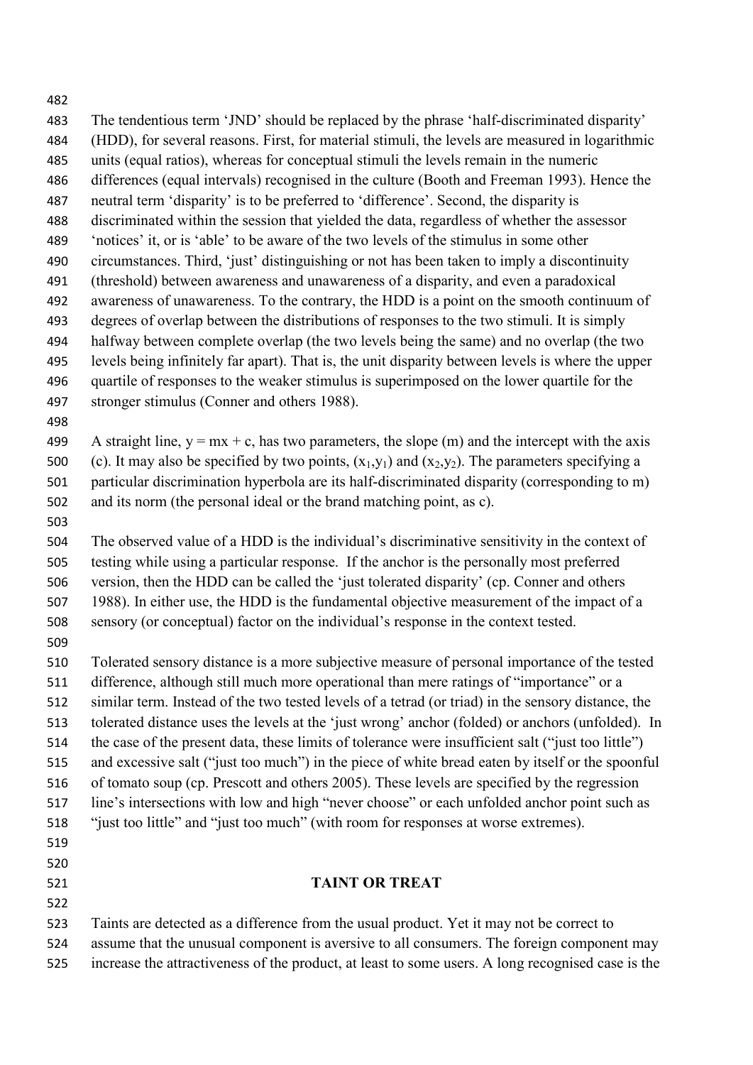The tendentious term ‘JND’ should be replaced by the phrase ‘half-discriminated disparity’ (HDD), for several reasons. First, for material stimuli, the levels are measured in logarithmic units (equal ratios), whereas for conceptual stimuli the levels remain in the numeric differences (equal intervals) recognised in the culture (Booth and Freeman 1993). Hence the neutral term ‘disparity’ is to be preferred to ‘difference’. Second, the disparity is discriminated within the session that yielded the data, regardless of whether the assessor ‘notices’ it, or is ‘able’ to be aware of the two levels of the stimulus in some other circumstances. Third, ‘just’ distinguishing or not has been taken to imply a discontinuity (threshold) between awareness and unawareness of a disparity, and even a paradoxical awareness of unawareness. To the contrary, the HDD is a point on the smooth continuum of degrees of overlap between the distributions of responses to the two stimuli. It is simply halfway between complete overlap (the two levels being the same) and no overlap (the two levels being infinitely far apart). That is, the unit disparity between levels is where the upper quartile of responses to the weaker stimulus is superimposed on the lower quartile for the stronger stimulus (Conner and others 1988).

A straight line, $y = mx + c$, has two parameters, the slope (m) and the intercept with the axis (c). It may also be specified by two points, $(x_1,y_1)$ and $(x_2,y_2)$. The parameters specifying a particular discrimination hyperbola are its half-discriminated disparity (corresponding to m) and its norm (the personal ideal or the brand matching point, as c).

The observed value of a HDD is the individual’s discriminative sensitivity in the context of testing while using a particular response. If the anchor is the personally most preferred version, then the HDD can be called the ‘just tolerated disparity’ (cp. Conner and others 1988). In either use, the HDD is the fundamental objective measurement of the impact of a sensory (or conceptual) factor on the individual’s response in the context tested.

Tolerated sensory distance is a more subjective measure of personal importance of the tested difference, although still much more operational than mere ratings of “importance” or a similar term. Instead of the two tested levels of a tetrad (or triad) in the sensory distance, the tolerated distance uses the levels at the ‘just wrong’ anchor (folded) or anchors (unfolded). In the case of the present data, these limits of tolerance were insufficient salt (“just too little”) and excessive salt (“just too much”) in the piece of white bread eaten by itself or the spoonful of tomato soup (cp. Prescott and others 2005). These levels are specified by the regression line’s intersections with low and high “never choose” or each unfolded anchor point such as “just too little” and “just too much” (with room for responses at worse extremes).

## TAINT OR TREAT

Taints are detected as a difference from the usual product. Yet it may not be correct to assume that the unusual component is aversive to all consumers. The foreign component may increase the attractiveness of the product, at least to some users. A long recognised case is the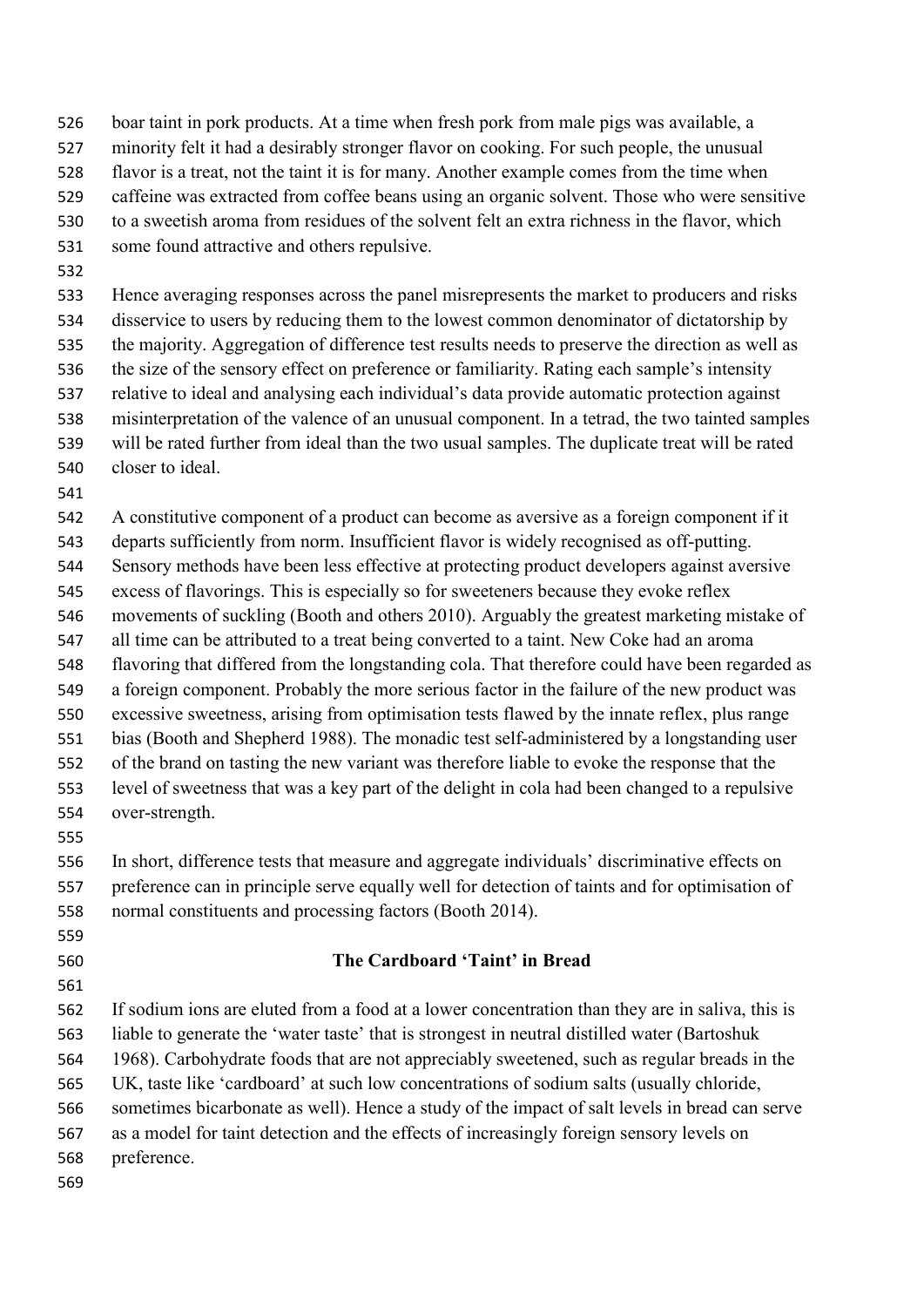boar taint in pork products. At a time when fresh pork from male pigs was available, a minority felt it had a desirably stronger flavor on cooking. For such people, the unusual flavor is a treat, not the taint it is for many. Another example comes from the time when caffeine was extracted from coffee beans using an organic solvent. Those who were sensitive to a sweetish aroma from residues of the solvent felt an extra richness in the flavor, which some found attractive and others repulsive.

Hence averaging responses across the panel misrepresents the market to producers and risks disservice to users by reducing them to the lowest common denominator of dictatorship by the majority. Aggregation of difference test results needs to preserve the direction as well as the size of the sensory effect on preference or familiarity. Rating each sample's intensity relative to ideal and analysing each individual's data provide automatic protection against misinterpretation of the valence of an unusual component. In a tetrad, the two tainted samples will be rated further from ideal than the two usual samples. The duplicate treat will be rated closer to ideal.

A constitutive component of a product can become as aversive as a foreign component if it departs sufficiently from norm. Insufficient flavor is widely recognised as off-putting. Sensory methods have been less effective at protecting product developers against aversive excess of flavorings. This is especially so for sweeteners because they evoke reflex movements of suckling (Booth and others 2010). Arguably the greatest marketing mistake of all time can be attributed to a treat being converted to a taint. New Coke had an aroma flavoring that differed from the longstanding cola. That therefore could have been regarded as a foreign component. Probably the more serious factor in the failure of the new product was excessive sweetness, arising from optimisation tests flawed by the innate reflex, plus range bias (Booth and Shepherd 1988). The monadic test self-administered by a longstanding user of the brand on tasting the new variant was therefore liable to evoke the response that the level of sweetness that was a key part of the delight in cola had been changed to a repulsive over-strength.

In short, difference tests that measure and aggregate individuals' discriminative effects on preference can in principle serve equally well for detection of taints and for optimisation of normal constituents and processing factors (Booth 2014).

## The Cardboard 'Taint' in Bread

If sodium ions are eluted from a food at a lower concentration than they are in saliva, this is liable to generate the 'water taste' that is strongest in neutral distilled water (Bartoshuk 1968). Carbohydrate foods that are not appreciably sweetened, such as regular breads in the UK, taste like 'cardboard' at such low concentrations of sodium salts (usually chloride, sometimes bicarbonate as well). Hence a study of the impact of salt levels in bread can serve as a model for taint detection and the effects of increasingly foreign sensory levels on preference.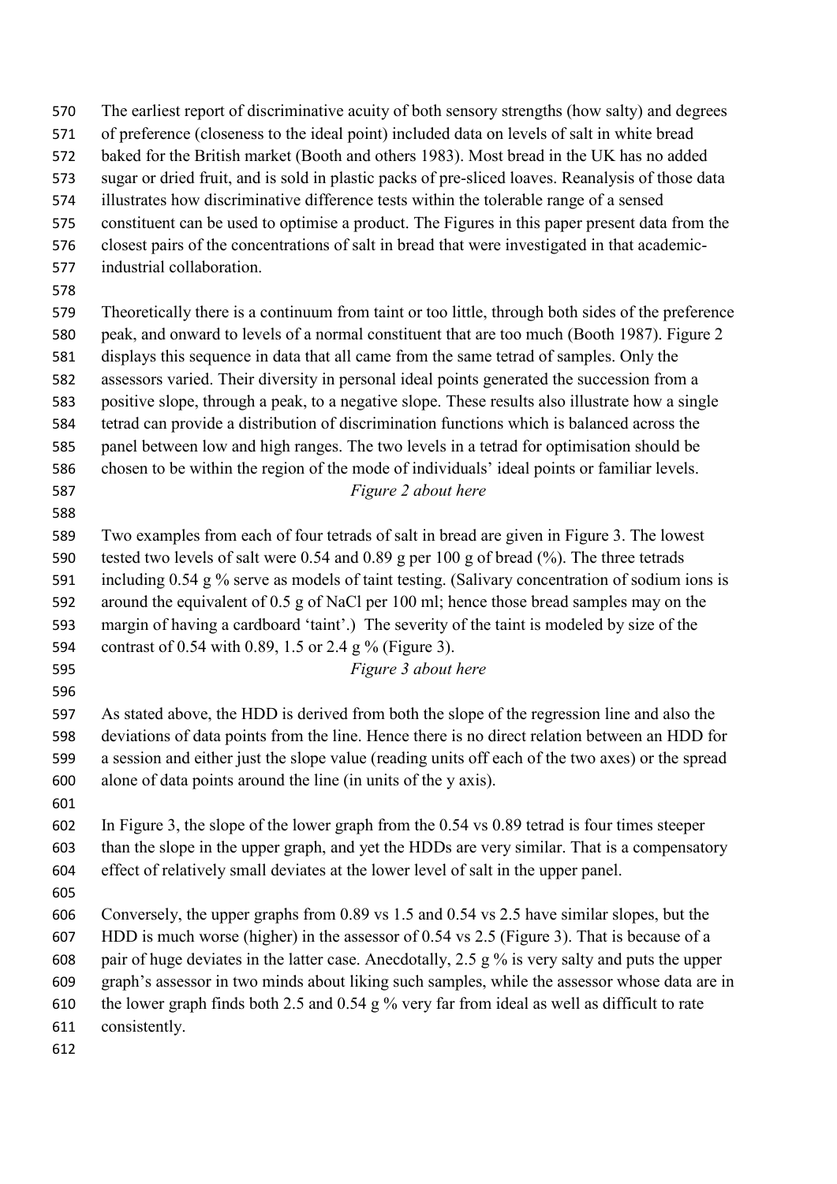The earliest report of discriminative acuity of both sensory strengths (how salty) and degrees of preference (closeness to the ideal point) included data on levels of salt in white bread baked for the British market (Booth and others 1983). Most bread in the UK has no added sugar or dried fruit, and is sold in plastic packs of pre-sliced loaves. Reanalysis of those data illustrates how discriminative difference tests within the tolerable range of a sensed constituent can be used to optimise a product. The Figures in this paper present data from the closest pairs of the concentrations of salt in bread that were investigated in that academic-industrial collaboration.

Theoretically there is a continuum from taint or too little, through both sides of the preference peak, and onward to levels of a normal constituent that are too much (Booth 1987). Figure 2 displays this sequence in data that all came from the same tetrad of samples. Only the assessors varied. Their diversity in personal ideal points generated the succession from a positive slope, through a peak, to a negative slope. These results also illustrate how a single tetrad can provide a distribution of discrimination functions which is balanced across the panel between low and high ranges. The two levels in a tetrad for optimisation should be chosen to be within the region of the mode of individuals' ideal points or familiar levels.

*Figure 2 about here*

Two examples from each of four tetrads of salt in bread are given in Figure 3. The lowest tested two levels of salt were 0.54 and 0.89 g per 100 g of bread (%). The three tetrads including 0.54 g % serve as models of taint testing. (Salivary concentration of sodium ions is around the equivalent of 0.5 g of NaCl per 100 ml; hence those bread samples may on the margin of having a cardboard 'taint'.) The severity of the taint is modeled by size of the contrast of 0.54 with 0.89, 1.5 or 2.4 g % (Figure 3).

*Figure 3 about here*

As stated above, the HDD is derived from both the slope of the regression line and also the deviations of data points from the line. Hence there is no direct relation between an HDD for a session and either just the slope value (reading units off each of the two axes) or the spread alone of data points around the line (in units of the y axis).

In Figure 3, the slope of the lower graph from the 0.54 vs 0.89 tetrad is four times steeper than the slope in the upper graph, and yet the HDDs are very similar. That is a compensatory effect of relatively small deviates at the lower level of salt in the upper panel.

Conversely, the upper graphs from 0.89 vs 1.5 and 0.54 vs 2.5 have similar slopes, but the HDD is much worse (higher) in the assessor of 0.54 vs 2.5 (Figure 3). That is because of a pair of huge deviates in the latter case. Anecdotally, 2.5 g % is very salty and puts the upper graph's assessor in two minds about liking such samples, while the assessor whose data are in the lower graph finds both 2.5 and 0.54 g % very far from ideal as well as difficult to rate consistently.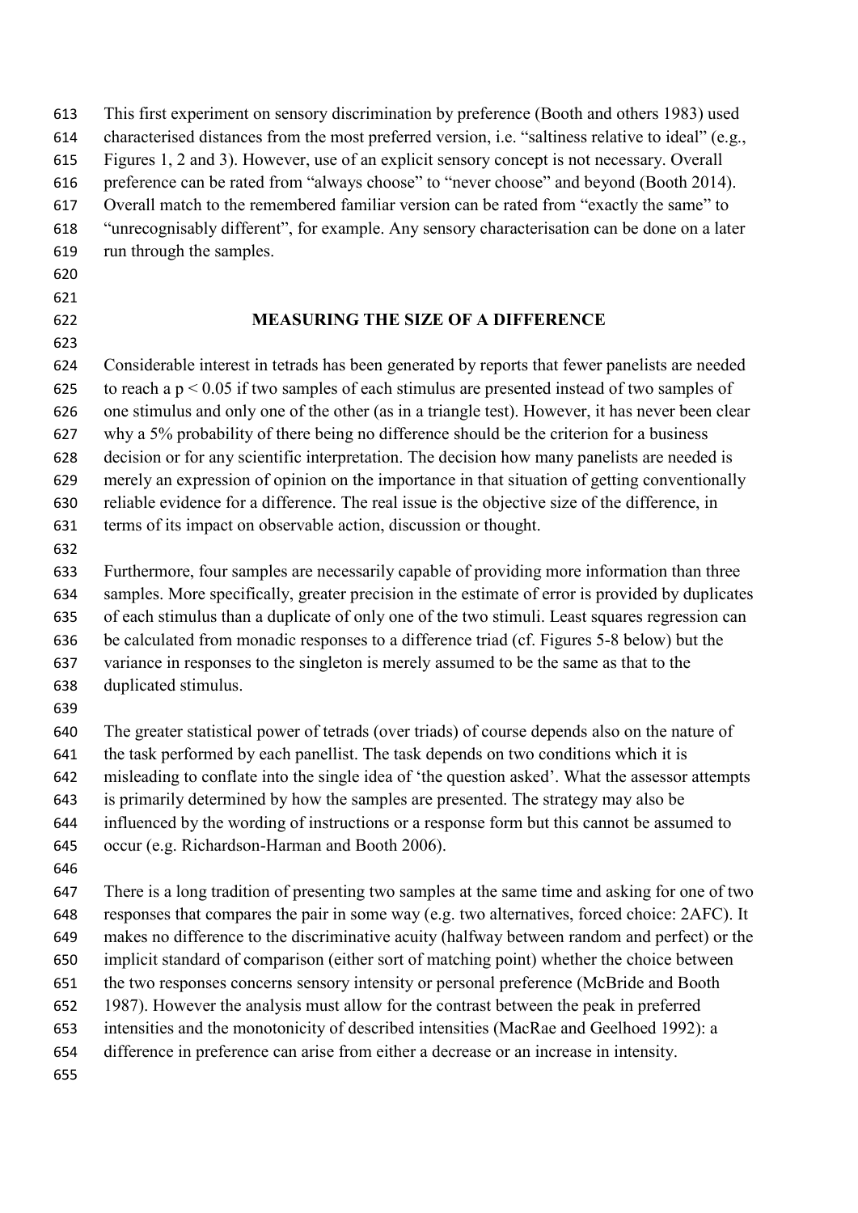This first experiment on sensory discrimination by preference (Booth and others 1983) used characterised distances from the most preferred version, i.e. "saltiness relative to ideal" (e.g., Figures 1, 2 and 3). However, use of an explicit sensory concept is not necessary. Overall preference can be rated from "always choose" to "never choose" and beyond (Booth 2014). Overall match to the remembered familiar version can be rated from "exactly the same" to "unrecognisably different", for example. Any sensory characterisation can be done on a later run through the samples.

## MEASURING THE SIZE OF A DIFFERENCE

Considerable interest in tetrads has been generated by reports that fewer panelists are needed to reach a $p < 0.05$ if two samples of each stimulus are presented instead of two samples of one stimulus and only one of the other (as in a triangle test). However, it has never been clear why a 5% probability of there being no difference should be the criterion for a business decision or for any scientific interpretation. The decision how many panelists are needed is merely an expression of opinion on the importance in that situation of getting conventionally reliable evidence for a difference. The real issue is the objective size of the difference, in terms of its impact on observable action, discussion or thought.

Furthermore, four samples are necessarily capable of providing more information than three samples. More specifically, greater precision in the estimate of error is provided by duplicates of each stimulus than a duplicate of only one of the two stimuli. Least squares regression can be calculated from monadic responses to a difference triad (cf. Figures 5-8 below) but the variance in responses to the singleton is merely assumed to be the same as that to the duplicated stimulus.

The greater statistical power of tetrads (over triads) of course depends also on the nature of the task performed by each panellist. The task depends on two conditions which it is misleading to conflate into the single idea of 'the question asked'. What the assessor attempts is primarily determined by how the samples are presented. The strategy may also be influenced by the wording of instructions or a response form but this cannot be assumed to occur (e.g. Richardson-Harman and Booth 2006).

There is a long tradition of presenting two samples at the same time and asking for one of two responses that compares the pair in some way (e.g. two alternatives, forced choice: 2AFC). It makes no difference to the discriminative acuity (halfway between random and perfect) or the implicit standard of comparison (either sort of matching point) whether the choice between the two responses concerns sensory intensity or personal preference (McBride and Booth 1987). However the analysis must allow for the contrast between the peak in preferred intensities and the monotonicity of described intensities (MacRae and Geelhoed 1992): a difference in preference can arise from either a decrease or an increase in intensity.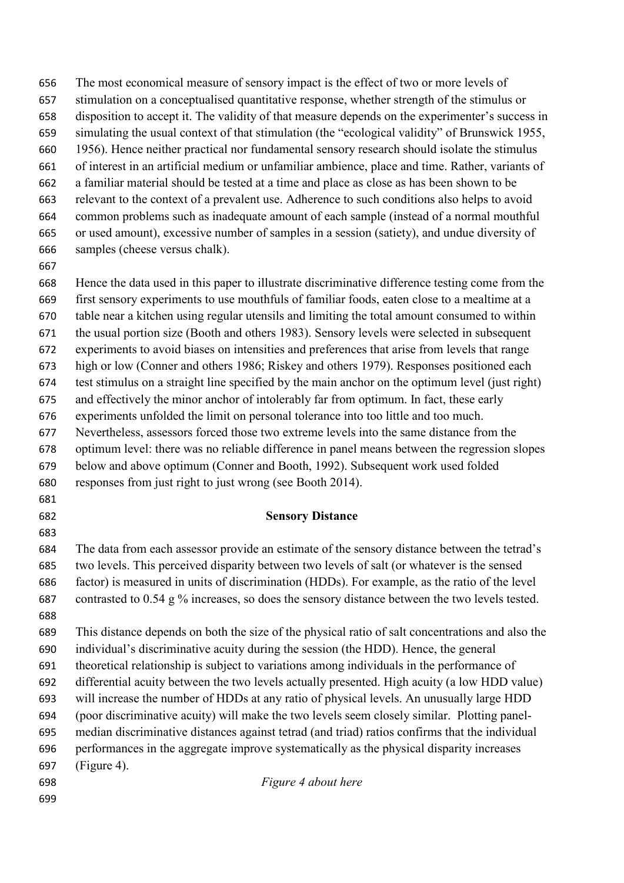The most economical measure of sensory impact is the effect of two or more levels of stimulation on a conceptualised quantitative response, whether strength of the stimulus or disposition to accept it. The validity of that measure depends on the experimenter's success in simulating the usual context of that stimulation (the "ecological validity" of Brunswick 1955, 1956). Hence neither practical nor fundamental sensory research should isolate the stimulus of interest in an artificial medium or unfamiliar ambience, place and time. Rather, variants of a familiar material should be tested at a time and place as close as has been shown to be relevant to the context of a prevalent use. Adherence to such conditions also helps to avoid common problems such as inadequate amount of each sample (instead of a normal mouthful or used amount), excessive number of samples in a session (satiety), and undue diversity of samples (cheese versus chalk).

Hence the data used in this paper to illustrate discriminative difference testing come from the first sensory experiments to use mouthfuls of familiar foods, eaten close to a mealtime at a table near a kitchen using regular utensils and limiting the total amount consumed to within the usual portion size (Booth and others 1983). Sensory levels were selected in subsequent experiments to avoid biases on intensities and preferences that arise from levels that range high or low (Conner and others 1986; Riskey and others 1979). Responses positioned each test stimulus on a straight line specified by the main anchor on the optimum level (just right) and effectively the minor anchor of intolerably far from optimum. In fact, these early experiments unfolded the limit on personal tolerance into too little and too much. Nevertheless, assessors forced those two extreme levels into the same distance from the optimum level: there was no reliable difference in panel means between the regression slopes below and above optimum (Conner and Booth, 1992). Subsequent work used folded responses from just right to just wrong (see Booth 2014).

## Sensory Distance

The data from each assessor provide an estimate of the sensory distance between the tetrad's two levels. This perceived disparity between two levels of salt (or whatever is the sensed factor) is measured in units of discrimination (HDDs). For example, as the ratio of the level contrasted to 0.54 g % increases, so does the sensory distance between the two levels tested.

This distance depends on both the size of the physical ratio of salt concentrations and also the individual's discriminative acuity during the session (the HDD). Hence, the general theoretical relationship is subject to variations among individuals in the performance of differential acuity between the two levels actually presented. High acuity (a low HDD value) will increase the number of HDDs at any ratio of physical levels. An unusually large HDD (poor discriminative acuity) will make the two levels seem closely similar. Plotting panel-median discriminative distances against tetrad (and triad) ratios confirms that the individual performances in the aggregate improve systematically as the physical disparity increases (Figure 4).

*Figure 4 about here*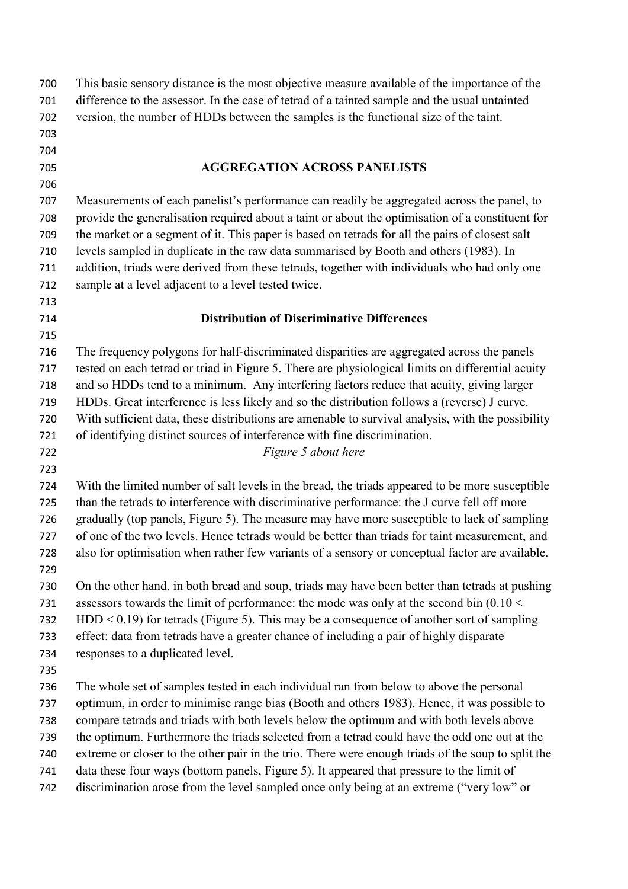This basic sensory distance is the most objective measure available of the importance of the difference to the assessor. In the case of tetrad of a tainted sample and the usual untainted version, the number of HDDs between the samples is the functional size of the taint.

## AGGREGATION ACROSS PANELISTS

Measurements of each panelist's performance can readily be aggregated across the panel, to provide the generalisation required about a taint or about the optimisation of a constituent for the market or a segment of it. This paper is based on tetrads for all the pairs of closest salt levels sampled in duplicate in the raw data summarised by Booth and others (1983). In addition, triads were derived from these tetrads, together with individuals who had only one sample at a level adjacent to a level tested twice.

### Distribution of Discriminative Differences

The frequency polygons for half-discriminated disparities are aggregated across the panels tested on each tetrad or triad in Figure 5. There are physiological limits on differential acuity and so HDDs tend to a minimum. Any interfering factors reduce that acuity, giving larger HDDs. Great interference is less likely and so the distribution follows a (reverse) J curve. With sufficient data, these distributions are amenable to survival analysis, with the possibility of identifying distinct sources of interference with fine discrimination.

*Figure 5 about here*

With the limited number of salt levels in the bread, the triads appeared to be more susceptible than the tetrads to interference with discriminative performance: the J curve fell off more gradually (top panels, Figure 5). The measure may have more susceptible to lack of sampling of one of the two levels. Hence tetrads would be better than triads for taint measurement, and also for optimisation when rather few variants of a sensory or conceptual factor are available.

On the other hand, in both bread and soup, triads may have been better than tetrads at pushing assessors towards the limit of performance: the mode was only at the second bin ($0.10 < \text{HDD} < 0.19$) for tetrads (Figure 5). This may be a consequence of another sort of sampling effect: data from tetrads have a greater chance of including a pair of highly disparate responses to a duplicated level.

The whole set of samples tested in each individual ran from below to above the personal optimum, in order to minimise range bias (Booth and others 1983). Hence, it was possible to compare tetrads and triads with both levels below the optimum and with both levels above the optimum. Furthermore the triads selected from a tetrad could have the odd one out at the extreme or closer to the other pair in the trio. There were enough triads of the soup to split the data these four ways (bottom panels, Figure 5). It appeared that pressure to the limit of discrimination arose from the level sampled once only being at an extreme ("very low" or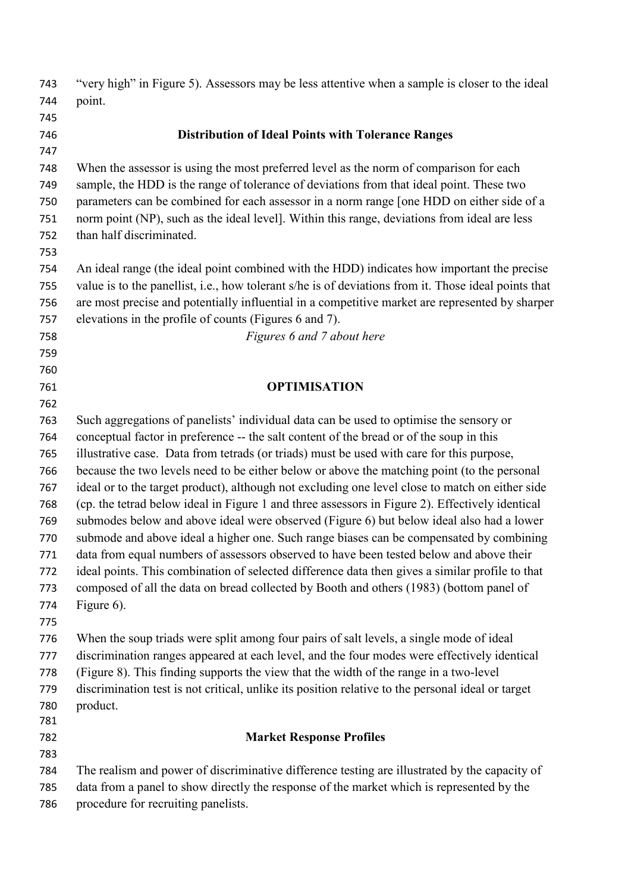"very high" in Figure 5). Assessors may be less attentive when a sample is closer to the ideal point.

### Distribution of Ideal Points with Tolerance Ranges

When the assessor is using the most preferred level as the norm of comparison for each sample, the HDD is the range of tolerance of deviations from that ideal point. These two parameters can be combined for each assessor in a norm range [one HDD on either side of a norm point (NP), such as the ideal level]. Within this range, deviations from ideal are less than half discriminated.

An ideal range (the ideal point combined with the HDD) indicates how important the precise value is to the panellist, i.e., how tolerant s/he is of deviations from it. Those ideal points that are most precise and potentially influential in a competitive market are represented by sharper elevations in the profile of counts (Figures 6 and 7).

*Figures 6 and 7 about here*

## OPTIMISATION

Such aggregations of panelists' individual data can be used to optimise the sensory or conceptual factor in preference -- the salt content of the bread or of the soup in this illustrative case. Data from tetrads (or triads) must be used with care for this purpose, because the two levels need to be either below or above the matching point (to the personal ideal or to the target product), although not excluding one level close to match on either side (cp. the tetrad below ideal in Figure 1 and three assessors in Figure 2). Effectively identical submodes below and above ideal were observed (Figure 6) but below ideal also had a lower submode and above ideal a higher one. Such range biases can be compensated by combining data from equal numbers of assessors observed to have been tested below and above their ideal points. This combination of selected difference data then gives a similar profile to that composed of all the data on bread collected by Booth and others (1983) (bottom panel of Figure 6).

When the soup triads were split among four pairs of salt levels, a single mode of ideal discrimination ranges appeared at each level, and the four modes were effectively identical (Figure 8). This finding supports the view that the width of the range in a two-level discrimination test is not critical, unlike its position relative to the personal ideal or target product.

### Market Response Profiles

The realism and power of discriminative difference testing are illustrated by the capacity of data from a panel to show directly the response of the market which is represented by the procedure for recruiting panelists.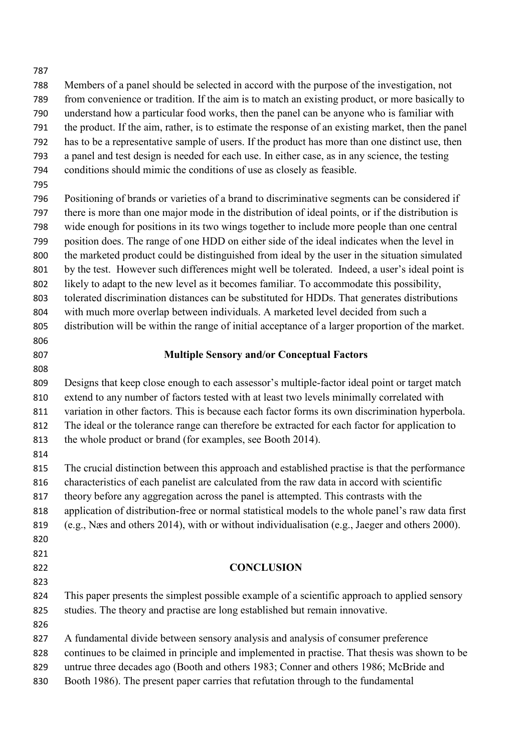Members of a panel should be selected in accord with the purpose of the investigation, not from convenience or tradition. If the aim is to match an existing product, or more basically to understand how a particular food works, then the panel can be anyone who is familiar with the product. If the aim, rather, is to estimate the response of an existing market, then the panel has to be a representative sample of users. If the product has more than one distinct use, then a panel and test design is needed for each use. In either case, as in any science, the testing conditions should mimic the conditions of use as closely as feasible.

Positioning of brands or varieties of a brand to discriminative segments can be considered if there is more than one major mode in the distribution of ideal points, or if the distribution is wide enough for positions in its two wings together to include more people than one central position does. The range of one HDD on either side of the ideal indicates when the level in the marketed product could be distinguished from ideal by the user in the situation simulated by the test. However such differences might well be tolerated. Indeed, a user's ideal point is likely to adapt to the new level as it becomes familiar. To accommodate this possibility, tolerated discrimination distances can be substituted for HDDs. That generates distributions with much more overlap between individuals. A marketed level decided from such a distribution will be within the range of initial acceptance of a larger proportion of the market.

### Multiple Sensory and/or Conceptual Factors

Designs that keep close enough to each assessor's multiple-factor ideal point or target match extend to any number of factors tested with at least two levels minimally correlated with variation in other factors. This is because each factor forms its own discrimination hyperbola. The ideal or the tolerance range can therefore be extracted for each factor for application to the whole product or brand (for examples, see Booth 2014).

The crucial distinction between this approach and established practise is that the performance characteristics of each panelist are calculated from the raw data in accord with scientific theory before any aggregation across the panel is attempted. This contrasts with the application of distribution-free or normal statistical models to the whole panel's raw data first (e.g., Næs and others 2014), with or without individualisation (e.g., Jaeger and others 2000).

## CONCLUSION

This paper presents the simplest possible example of a scientific approach to applied sensory studies. The theory and practise are long established but remain innovative.

A fundamental divide between sensory analysis and analysis of consumer preference continues to be claimed in principle and implemented in practise. That thesis was shown to be untrue three decades ago (Booth and others 1983; Conner and others 1986; McBride and Booth 1986). The present paper carries that refutation through to the fundamental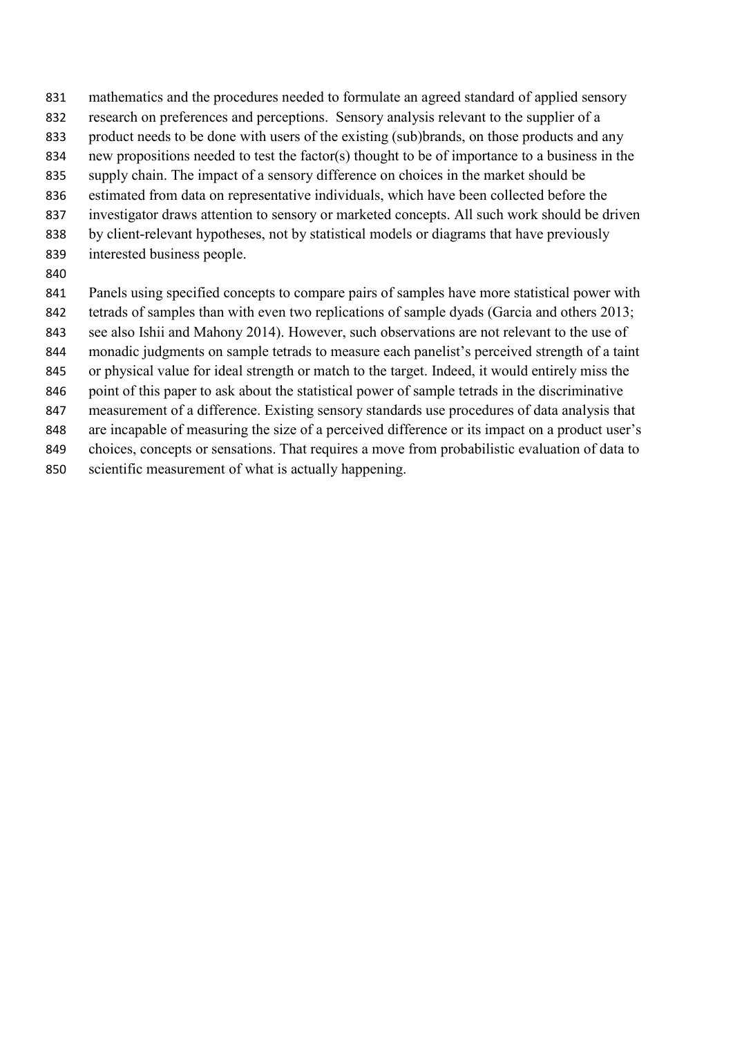mathematics and the procedures needed to formulate an agreed standard of applied sensory research on preferences and perceptions. Sensory analysis relevant to the supplier of a product needs to be done with users of the existing (sub)brands, on those products and any new propositions needed to test the factor(s) thought to be of importance to a business in the supply chain. The impact of a sensory difference on choices in the market should be estimated from data on representative individuals, which have been collected before the investigator draws attention to sensory or marketed concepts. All such work should be driven by client-relevant hypotheses, not by statistical models or diagrams that have previously interested business people.

Panels using specified concepts to compare pairs of samples have more statistical power with tetrads of samples than with even two replications of sample dyads (Garcia and others 2013; see also Ishii and Mahony 2014). However, such observations are not relevant to the use of monadic judgments on sample tetrads to measure each panelist's perceived strength of a taint or physical value for ideal strength or match to the target. Indeed, it would entirely miss the point of this paper to ask about the statistical power of sample tetrads in the discriminative measurement of a difference. Existing sensory standards use procedures of data analysis that are incapable of measuring the size of a perceived difference or its impact on a product user's choices, concepts or sensations. That requires a move from probabilistic evaluation of data to scientific measurement of what is actually happening.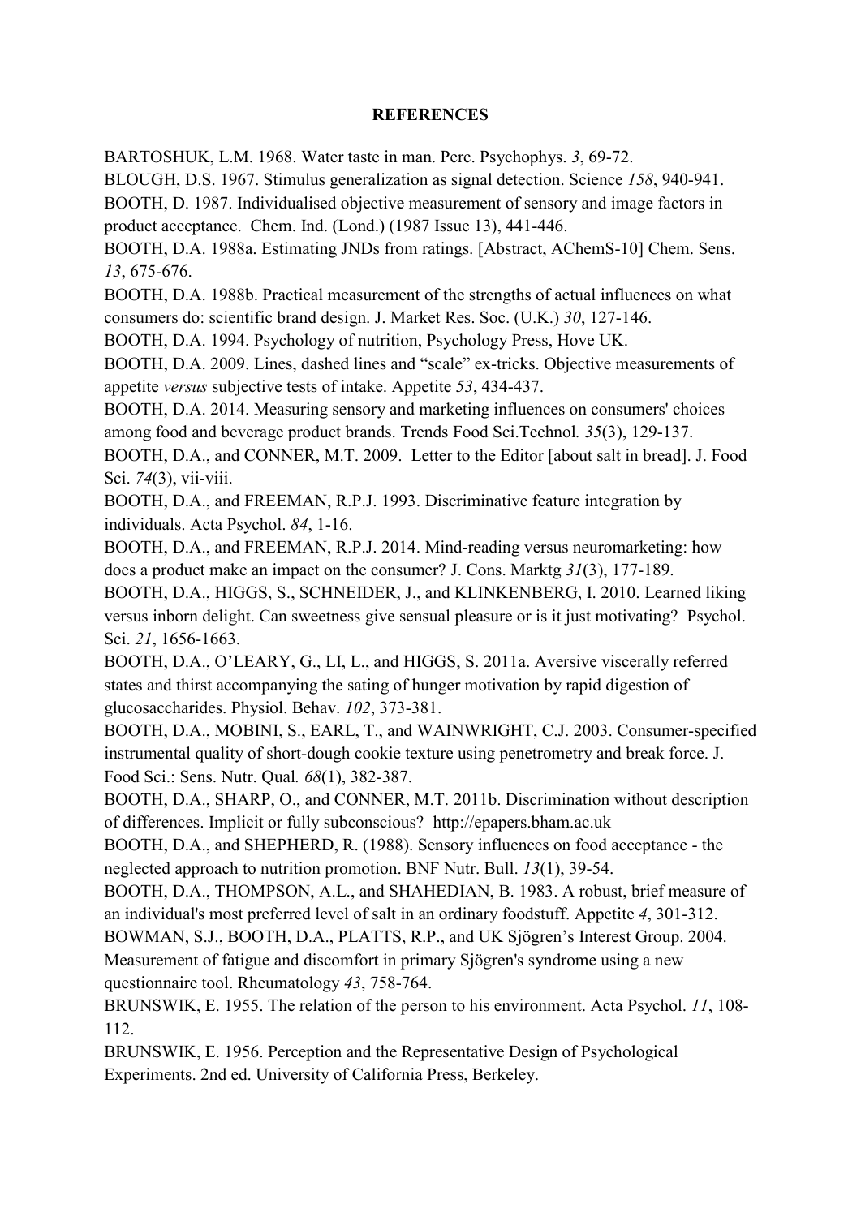**REFERENCES**

BARTOSHUK, L.M. 1968. Water taste in man. Perc. Psychophys. *3*, 69-72.

BLOUGH, D.S. 1967. Stimulus generalization as signal detection. Science *158*, 940-941.

BOOTH, D. 1987. Individualised objective measurement of sensory and image factors in product acceptance. Chem. Ind. (Lond.) (1987 Issue 13), 441-446.

BOOTH, D.A. 1988a. Estimating JNDs from ratings. [Abstract, AChemS-10] Chem. Sens. *13*, 675-676.

BOOTH, D.A. 1988b. Practical measurement of the strengths of actual influences on what consumers do: scientific brand design. J. Market Res. Soc. (U.K.) *30*, 127-146.

BOOTH, D.A. 1994. Psychology of nutrition, Psychology Press, Hove UK.

BOOTH, D.A. 2009. Lines, dashed lines and "scale" ex-tricks. Objective measurements of appetite *versus* subjective tests of intake. Appetite *53*, 434-437.

BOOTH, D.A. 2014. Measuring sensory and marketing influences on consumers' choices among food and beverage product brands. Trends Food Sci.Technol. *35*(3), 129-137.

BOOTH, D.A., and CONNER, M.T. 2009. Letter to the Editor [about salt in bread]. J. Food Sci. *74*(3), vii-viii.

BOOTH, D.A., and FREEMAN, R.P.J. 1993. Discriminative feature integration by individuals. Acta Psychol. *84*, 1-16.

BOOTH, D.A., and FREEMAN, R.P.J. 2014. Mind-reading versus neuromarketing: how does a product make an impact on the consumer? J. Cons. Marktg *31*(3), 177-189.

BOOTH, D.A., HIGGS, S., SCHNEIDER, J., and KLINKENBERG, I. 2010. Learned liking versus inborn delight. Can sweetness give sensual pleasure or is it just motivating? Psychol. Sci. *21*, 1656-1663.

BOOTH, D.A., O'LEARY, G., LI, L., and HIGGS, S. 2011a. Aversive viscerally referred states and thirst accompanying the sating of hunger motivation by rapid digestion of glucosaccharides. Physiol. Behav. *102*, 373-381.

BOOTH, D.A., MOBINI, S., EARL, T., and WAINWRIGHT, C.J. 2003. Consumer-specified instrumental quality of short-dough cookie texture using penetrometry and break force. J. Food Sci.: Sens. Nutr. Qual. *68*(1), 382-387.

BOOTH, D.A., SHARP, O., and CONNER, M.T. 2011b. Discrimination without description of differences. Implicit or fully subconscious? http://epapers.bham.ac.uk

BOOTH, D.A., and SHEPHERD, R. (1988). Sensory influences on food acceptance - the neglected approach to nutrition promotion. BNF Nutr. Bull. *13*(1), 39-54.

BOOTH, D.A., THOMPSON, A.L., and SHAHEDIAN, B. 1983. A robust, brief measure of an individual's most preferred level of salt in an ordinary foodstuff. Appetite *4*, 301-312.

BOWMAN, S.J., BOOTH, D.A., PLATTS, R.P., and UK Sjögren's Interest Group. 2004. Measurement of fatigue and discomfort in primary Sjögren's syndrome using a new questionnaire tool. Rheumatology *43*, 758-764.

BRUNSWIK, E. 1955. The relation of the person to his environment. Acta Psychol. *11*, 108-112.

BRUNSWIK, E. 1956. Perception and the Representative Design of Psychological Experiments. 2nd ed. University of California Press, Berkeley.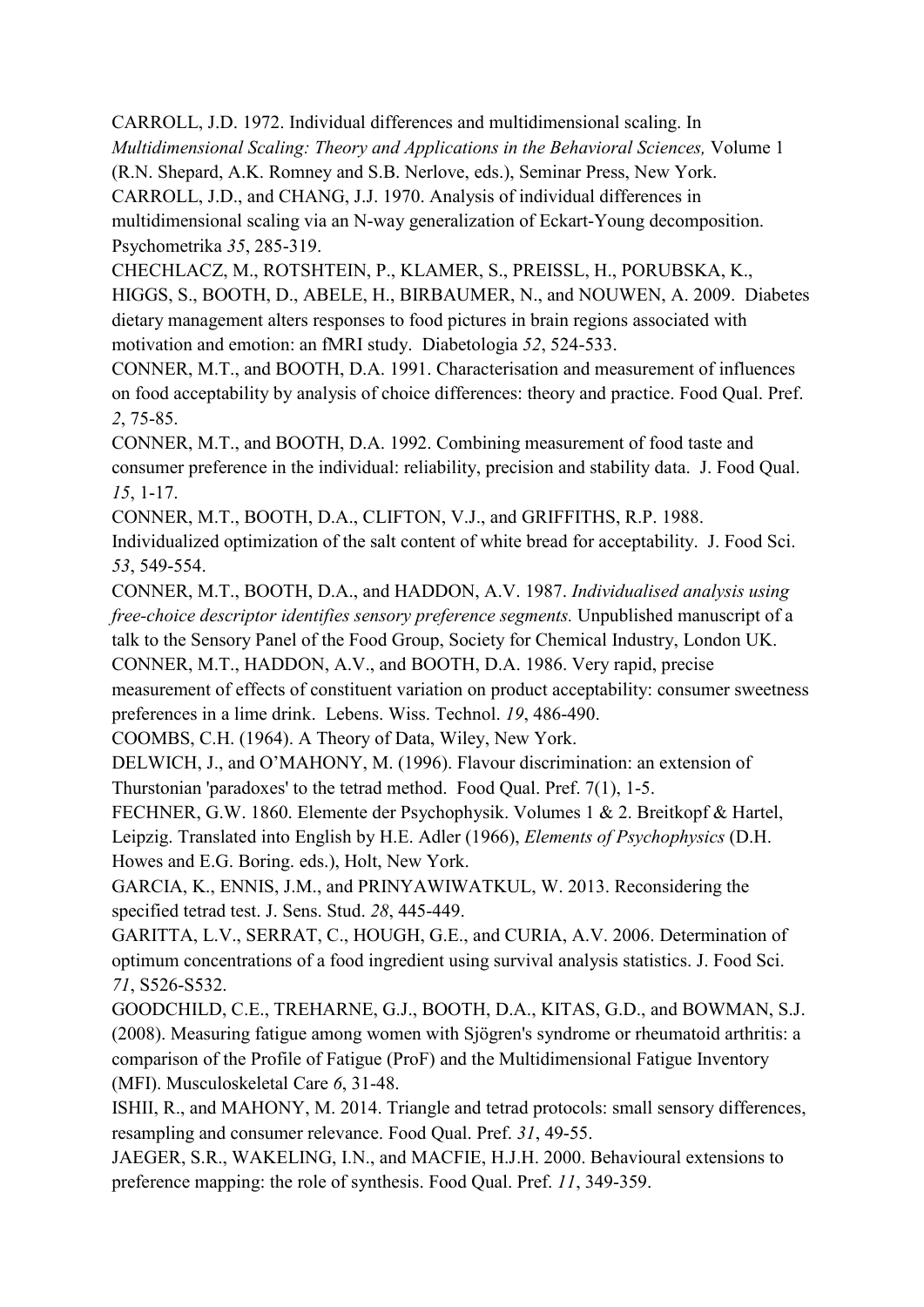CARROLL, J.D. 1972. Individual differences and multidimensional scaling. In *Multidimensional Scaling: Theory and Applications in the Behavioral Sciences,* Volume 1 (R.N. Shepard, A.K. Romney and S.B. Nerlove, eds.), Seminar Press, New York.

CARROLL, J.D., and CHANG, J.J. 1970. Analysis of individual differences in multidimensional scaling via an N-way generalization of Eckart-Young decomposition. Psychometrika *35*, 285-319.

CHECHLACZ, M., ROTSHTEIN, P., KLAMER, S., PREISSL, H., PORUBSKA, K., HIGGS, S., BOOTH, D., ABELE, H., BIRBAUMER, N., and NOUWEN, A. 2009. Diabetes dietary management alters responses to food pictures in brain regions associated with motivation and emotion: an fMRI study. Diabetologia *52*, 524-533.

CONNER, M.T., and BOOTH, D.A. 1991. Characterisation and measurement of influences on food acceptability by analysis of choice differences: theory and practice. Food Qual. Pref. *2*, 75-85.

CONNER, M.T., and BOOTH, D.A. 1992. Combining measurement of food taste and consumer preference in the individual: reliability, precision and stability data. J. Food Qual. *15*, 1-17.

CONNER, M.T., BOOTH, D.A., CLIFTON, V.J., and GRIFFITHS, R.P. 1988. Individualized optimization of the salt content of white bread for acceptability. J. Food Sci. *53*, 549-554.

CONNER, M.T., BOOTH, D.A., and HADDON, A.V. 1987. *Individualised analysis using free-choice descriptor identifies sensory preference segments.* Unpublished manuscript of a talk to the Sensory Panel of the Food Group, Society for Chemical Industry, London UK.

CONNER, M.T., HADDON, A.V., and BOOTH, D.A. 1986. Very rapid, precise measurement of effects of constituent variation on product acceptability: consumer sweetness preferences in a lime drink. Lebens. Wiss. Technol. *19*, 486-490.

COOMBS, C.H. (1964). A Theory of Data, Wiley, New York.

DELWICH, J., and O'MAHONY, M. (1996). Flavour discrimination: an extension of Thurstonian 'paradoxes' to the tetrad method. Food Qual. Pref. 7(1), 1-5.

FECHNER, G.W. 1860. Elemente der Psychophysik. Volumes 1 & 2. Breitkopf & Hartel, Leipzig. Translated into English by H.E. Adler (1966), *Elements of Psychophysics* (D.H. Howes and E.G. Boring. eds.), Holt, New York.

GARCIA, K., ENNIS, J.M., and PRINYAWIWATKUL, W. 2013. Reconsidering the specified tetrad test. J. Sens. Stud. *28*, 445-449.

GARITTA, L.V., SERRAT, C., HOUGH, G.E., and CURIA, A.V. 2006. Determination of optimum concentrations of a food ingredient using survival analysis statistics. J. Food Sci. *71*, S526-S532.

GOODCHILD, C.E., TREHARNE, G.J., BOOTH, D.A., KITAS, G.D., and BOWMAN, S.J. (2008). Measuring fatigue among women with Sjögren's syndrome or rheumatoid arthritis: a comparison of the Profile of Fatigue (ProF) and the Multidimensional Fatigue Inventory (MFI). Musculoskeletal Care *6*, 31-48.

ISHII, R., and MAHONY, M. 2014. Triangle and tetrad protocols: small sensory differences, resampling and consumer relevance. Food Qual. Pref. *31*, 49-55.

JAEGER, S.R., WAKELING, I.N., and MACFIE, H.J.H. 2000. Behavioural extensions to preference mapping: the role of synthesis. Food Qual. Pref. *11*, 349-359.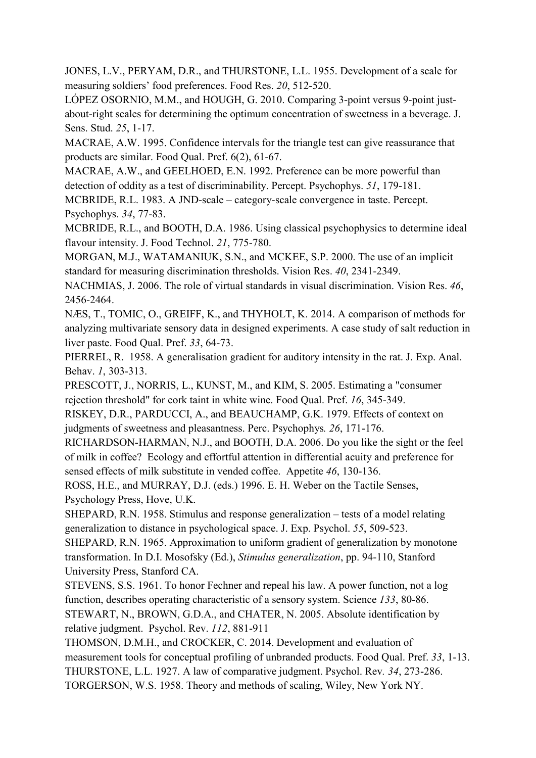JONES, L.V., PERYAM, D.R., and THURSTONE, L.L. 1955. Development of a scale for measuring soldiers' food preferences. Food Res. *20*, 512-520.

LÓPEZ OSORNIO, M.M., and HOUGH, G. 2010. Comparing 3-point versus 9-point just-about-right scales for determining the optimum concentration of sweetness in a beverage. J. Sens. Stud. *25*, 1-17.

MACRAE, A.W. 1995. Confidence intervals for the triangle test can give reassurance that products are similar. Food Qual. Pref. 6(2), 61-67.

MACRAE, A.W., and GEELHOED, E.N. 1992. Preference can be more powerful than detection of oddity as a test of discriminability. Percept. Psychophys. *51*, 179-181.

MCBRIDE, R.L. 1983. A JND-scale – category-scale convergence in taste. Percept. Psychophys. *34*, 77-83.

MCBRIDE, R.L., and BOOTH, D.A. 1986. Using classical psychophysics to determine ideal flavour intensity. J. Food Technol. *21*, 775-780.

MORGAN, M.J., WATAMANIUK, S.N., and MCKEE, S.P. 2000. The use of an implicit standard for measuring discrimination thresholds. Vision Res. *40*, 2341-2349.

NACHMIAS, J. 2006. The role of virtual standards in visual discrimination. Vision Res. *46*, 2456-2464.

NÆS, T., TOMIC, O., GREIFF, K., and THYHOLT, K. 2014. A comparison of methods for analyzing multivariate sensory data in designed experiments. A case study of salt reduction in liver paste. Food Qual. Pref. *33*, 64-73.

PIERREL, R. 1958. A generalisation gradient for auditory intensity in the rat. J. Exp. Anal. Behav. *1*, 303-313.

PRESCOTT, J., NORRIS, L., KUNST, M., and KIM, S. 2005. Estimating a "consumer rejection threshold" for cork taint in white wine. Food Qual. Pref. *16*, 345-349.

RISKEY, D.R., PARDUCCI, A., and BEAUCHAMP, G.K. 1979. Effects of context on judgments of sweetness and pleasantness. Perc. Psychophys*. 26*, 171-176.

RICHARDSON-HARMAN, N.J., and BOOTH, D.A. 2006. Do you like the sight or the feel of milk in coffee? Ecology and effortful attention in differential acuity and preference for sensed effects of milk substitute in vended coffee. Appetite *46*, 130-136.

ROSS, H.E., and MURRAY, D.J. (eds.) 1996. E. H. Weber on the Tactile Senses, Psychology Press, Hove, U.K.

SHEPARD, R.N. 1958. Stimulus and response generalization – tests of a model relating generalization to distance in psychological space. J. Exp. Psychol. *55*, 509-523.

SHEPARD, R.N. 1965. Approximation to uniform gradient of generalization by monotone transformation. In D.I. Mosofsky (Ed.), *Stimulus generalization*, pp. 94-110, Stanford University Press, Stanford CA.

STEVENS, S.S. 1961. To honor Fechner and repeal his law. A power function, not a log function, describes operating characteristic of a sensory system. Science *133*, 80-86.

STEWART, N., BROWN, G.D.A., and CHATER, N. 2005. Absolute identification by relative judgment. Psychol. Rev. *112*, 881-911

THOMSON, D.M.H., and CROCKER, C. 2014. Development and evaluation of measurement tools for conceptual profiling of unbranded products. Food Qual. Pref. *33*, 1-13.

THURSTONE, L.L. 1927. A law of comparative judgment. Psychol. Rev*. 34*, 273-286.

TORGERSON, W.S. 1958. Theory and methods of scaling, Wiley, New York NY.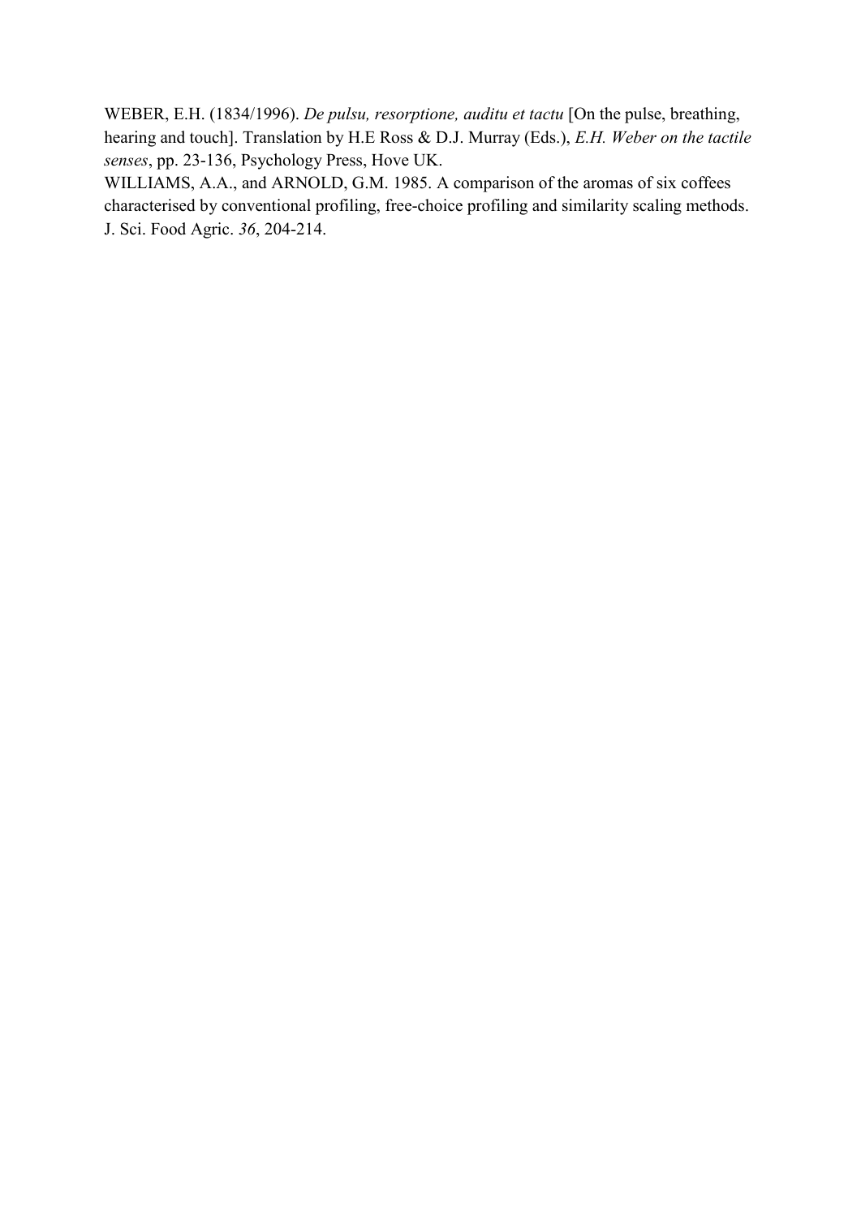WEBER, E.H. (1834/1996). *De pulsu, resorptione, auditu et tactu* [On the pulse, breathing, hearing and touch]. Translation by H.E Ross & D.J. Murray (Eds.), *E.H. Weber on the tactile senses*, pp. 23-136, Psychology Press, Hove UK.

WILLIAMS, A.A., and ARNOLD, G.M. 1985. A comparison of the aromas of six coffees characterised by conventional profiling, free-choice profiling and similarity scaling methods. J. Sci. Food Agric. *36*, 204-214.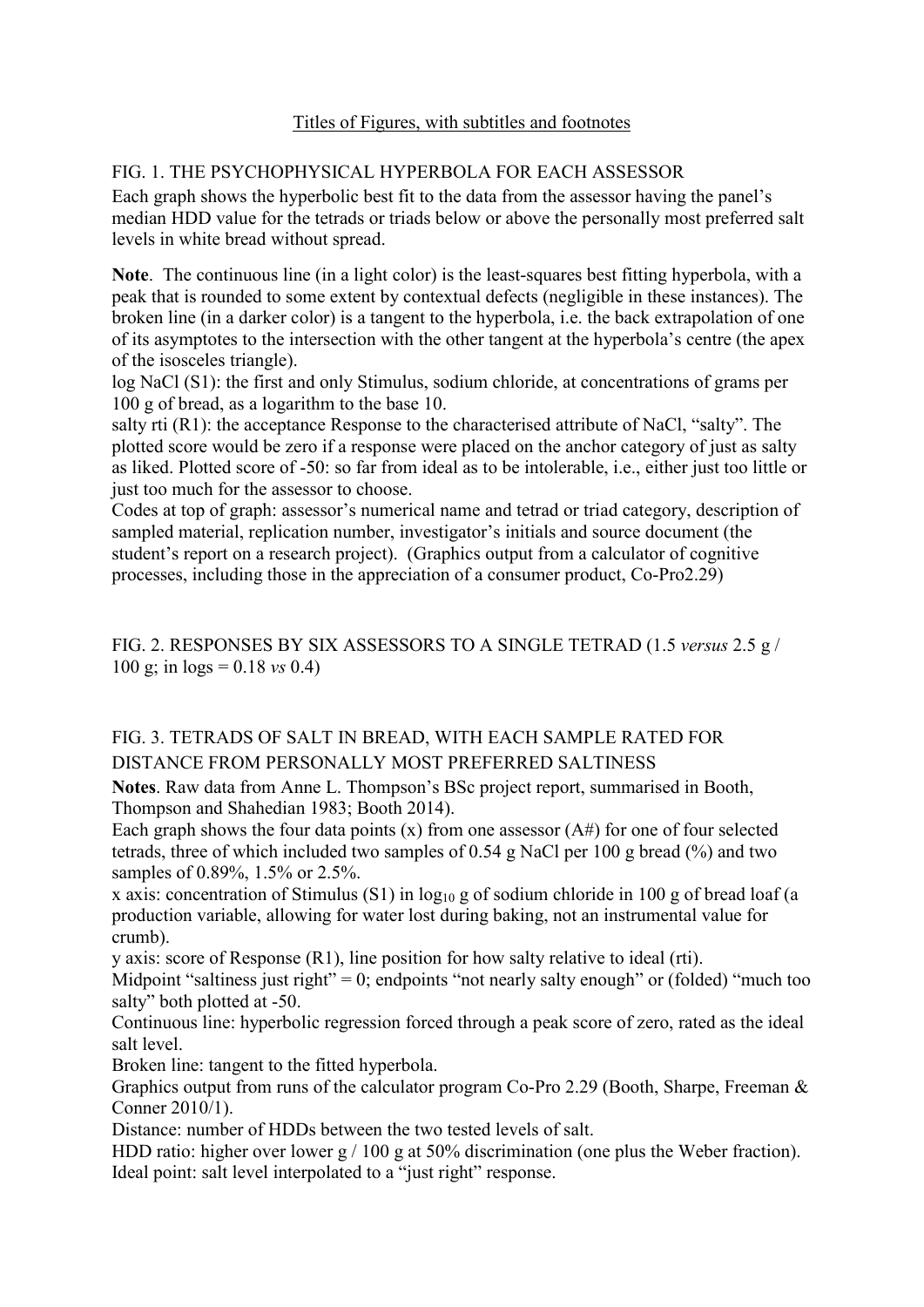Titles of Figures, with subtitles and footnotes

FIG. 1. THE PSYCHOPHYSICAL HYPERBOLA FOR EACH ASSESSOR

Each graph shows the hyperbolic best fit to the data from the assessor having the panel's median HDD value for the tetrads or triads below or above the personally most preferred salt levels in white bread without spread.

**Note**. The continuous line (in a light color) is the least-squares best fitting hyperbola, with a peak that is rounded to some extent by contextual defects (negligible in these instances). The broken line (in a darker color) is a tangent to the hyperbola, i.e. the back extrapolation of one of its asymptotes to the intersection with the other tangent at the hyperbola's centre (the apex of the isosceles triangle).

log NaCl (S1): the first and only Stimulus, sodium chloride, at concentrations of grams per 100 g of bread, as a logarithm to the base 10.

salty rti (R1): the acceptance Response to the characterised attribute of NaCl, "salty". The plotted score would be zero if a response were placed on the anchor category of just as salty as liked. Plotted score of -50: so far from ideal as to be intolerable, i.e., either just too little or just too much for the assessor to choose.

Codes at top of graph: assessor's numerical name and tetrad or triad category, description of sampled material, replication number, investigator's initials and source document (the student's report on a research project). (Graphics output from a calculator of cognitive processes, including those in the appreciation of a consumer product, Co-Pro2.29)

FIG. 2. RESPONSES BY SIX ASSESSORS TO A SINGLE TETRAD (1.5 *versus* 2.5 g / 100 g; in logs = 0.18 *vs* 0.4)

FIG. 3. TETRADS OF SALT IN BREAD, WITH EACH SAMPLE RATED FOR DISTANCE FROM PERSONALLY MOST PREFERRED SALTINESS

**Notes**. Raw data from Anne L. Thompson's BSc project report, summarised in Booth, Thompson and Shahedian 1983; Booth 2014).

Each graph shows the four data points (x) from one assessor (A#) for one of four selected tetrads, three of which included two samples of 0.54 g NaCl per 100 g bread (%) and two samples of 0.89%, 1.5% or 2.5%.

x axis: concentration of Stimulus (S1) in $\log_{10}$ g of sodium chloride in 100 g of bread loaf (a production variable, allowing for water lost during baking, not an instrumental value for crumb).

y axis: score of Response (R1), line position for how salty relative to ideal (rti).

Midpoint "saltiness just right" = 0; endpoints "not nearly salty enough" or (folded) "much too salty" both plotted at -50.

Continuous line: hyperbolic regression forced through a peak score of zero, rated as the ideal salt level.

Broken line: tangent to the fitted hyperbola.

Graphics output from runs of the calculator program Co-Pro 2.29 (Booth, Sharpe, Freeman & Conner 2010/1).

Distance: number of HDDs between the two tested levels of salt.

HDD ratio: higher over lower g / 100 g at 50% discrimination (one plus the Weber fraction).

Ideal point: salt level interpolated to a "just right" response.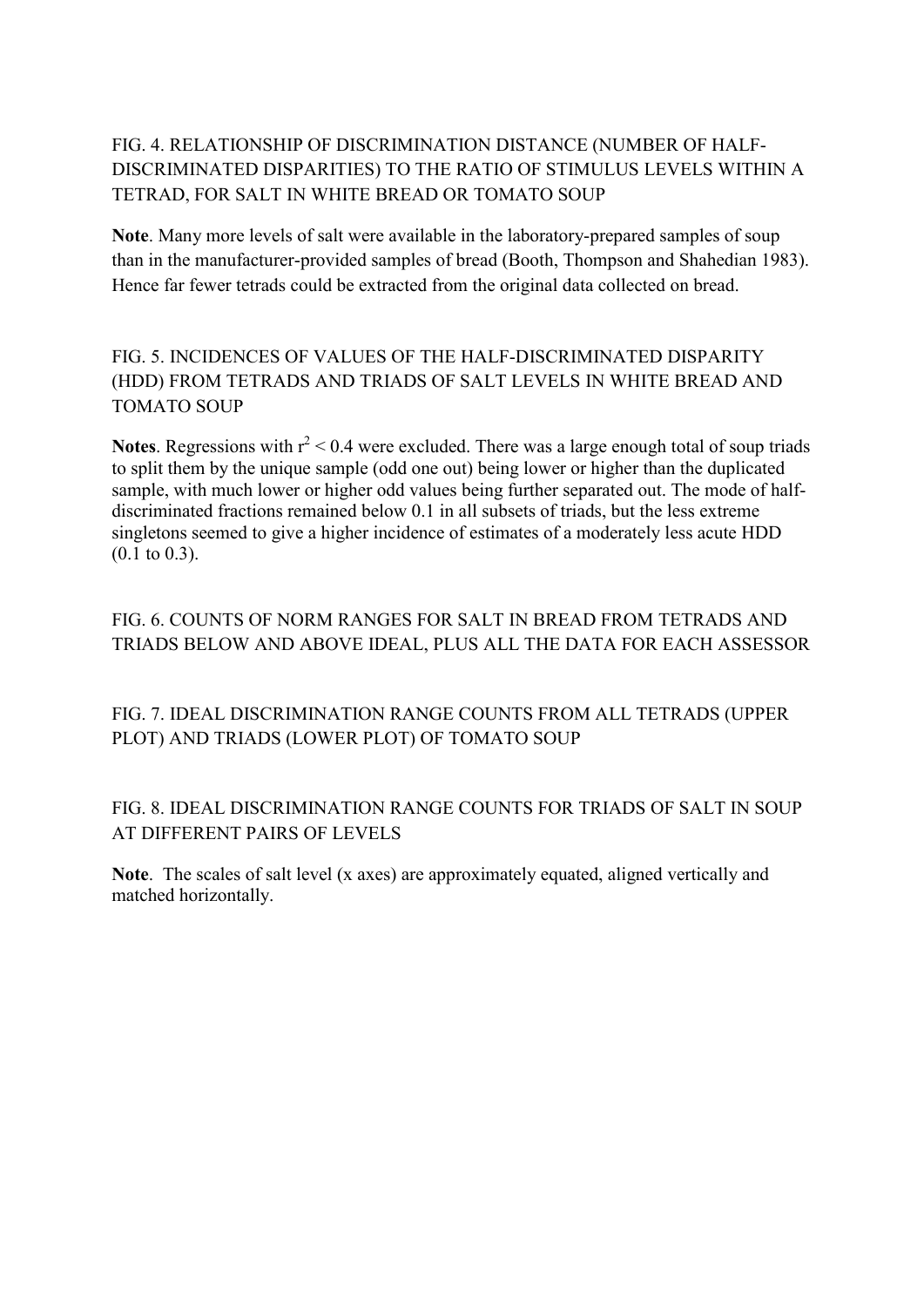FIG. 4. RELATIONSHIP OF DISCRIMINATION DISTANCE (NUMBER OF HALF-DISCRIMINATED DISPARITIES) TO THE RATIO OF STIMULUS LEVELS WITHIN A TETRAD, FOR SALT IN WHITE BREAD OR TOMATO SOUP

**Note**. Many more levels of salt were available in the laboratory-prepared samples of soup than in the manufacturer-provided samples of bread (Booth, Thompson and Shahedian 1983). Hence far fewer tetrads could be extracted from the original data collected on bread.

FIG. 5. INCIDENCES OF VALUES OF THE HALF-DISCRIMINATED DISPARITY (HDD) FROM TETRADS AND TRIADS OF SALT LEVELS IN WHITE BREAD AND TOMATO SOUP

**Notes**. Regressions with $r^2 < 0.4$ were excluded. There was a large enough total of soup triads to split them by the unique sample (odd one out) being lower or higher than the duplicated sample, with much lower or higher odd values being further separated out. The mode of half-discriminated fractions remained below 0.1 in all subsets of triads, but the less extreme singletons seemed to give a higher incidence of estimates of a moderately less acute HDD (0.1 to 0.3).

FIG. 6. COUNTS OF NORM RANGES FOR SALT IN BREAD FROM TETRADS AND TRIADS BELOW AND ABOVE IDEAL, PLUS ALL THE DATA FOR EACH ASSESSOR

FIG. 7. IDEAL DISCRIMINATION RANGE COUNTS FROM ALL TETRADS (UPPER PLOT) AND TRIADS (LOWER PLOT) OF TOMATO SOUP

FIG. 8. IDEAL DISCRIMINATION RANGE COUNTS FOR TRIADS OF SALT IN SOUP AT DIFFERENT PAIRS OF LEVELS

**Note**. The scales of salt level (x axes) are approximately equated, aligned vertically and matched horizontally.